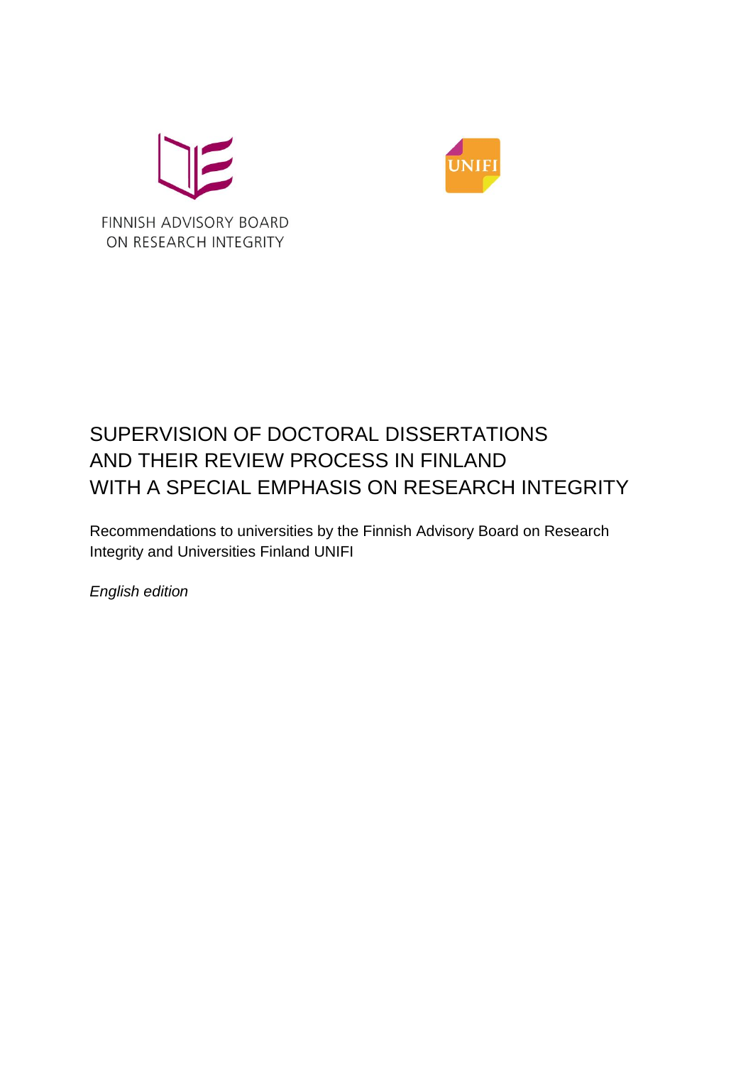FINNISH ADVISORY BOARD ON RESEARCH INTEGRITY

UNIFI

# SUPERVISION OF DOCTORAL DISSERTATIONS AND THEIR REVIEW PROCESS IN FINLAND WITH A SPECIAL EMPHASIS ON RESEARCH INTEGRITY

Recommendations to universities by the Finnish Advisory Board on Research Integrity and Universities Finland UNIFI

*English edition*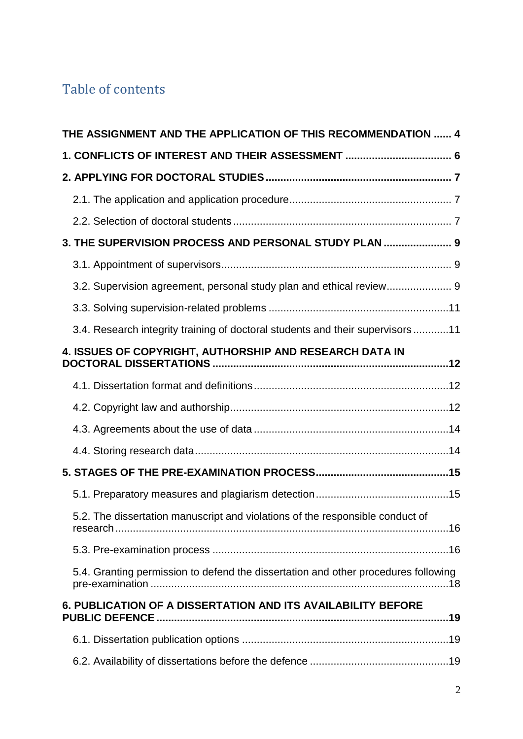# Table of contents

**THE ASSIGNMENT AND THE APPLICATION OF THIS RECOMMENDATION ...... 4**

**1. CONFLICTS OF INTEREST AND THEIR ASSESSMENT .................................... 6**

**2. APPLYING FOR DOCTORAL STUDIES .............................................................. 7**

- 2.1. The application and application procedure ...................................................... 7
- 2.2. Selection of doctoral students ......................................................................... 7

**3. THE SUPERVISION PROCESS AND PERSONAL STUDY PLAN ....................... 9**

- 3.1. Appointment of supervisors ............................................................................. 9
- 3.2. Supervision agreement, personal study plan and ethical review ..................... 9
- 3.3. Solving supervision-related problems ............................................................ 11
- 3.4. Research integrity training of doctoral students and their supervisors ............ 11

**4. ISSUES OF COPYRIGHT, AUTHORSHIP AND RESEARCH DATA IN DOCTORAL DISSERTATIONS ............................................................................... 12**

- 4.1. Dissertation format and definitions ................................................................. 12
- 4.2. Copyright law and authorship ........................................................................ 12
- 4.3. Agreements about the use of data ................................................................. 14
- 4.4. Storing research data ..................................................................................... 14

**5. STAGES OF THE PRE-EXAMINATION PROCESS ............................................ 15**

- 5.1. Preparatory measures and plagiarism detection ............................................ 15
- 5.2. The dissertation manuscript and violations of the responsible conduct of research ............................................................................................................... 16
- 5.3. Pre-examination process ............................................................................... 16
- 5.4. Granting permission to defend the dissertation and other procedures following pre-examination .................................................................................................... 18

**6. PUBLICATION OF A DISSERTATION AND ITS AVAILABILITY BEFORE PUBLIC DEFENCE ................................................................................................. 19**

- 6.1. Dissertation publication options ..................................................................... 19
- 6.2. Availability of dissertations before the defence .............................................. 19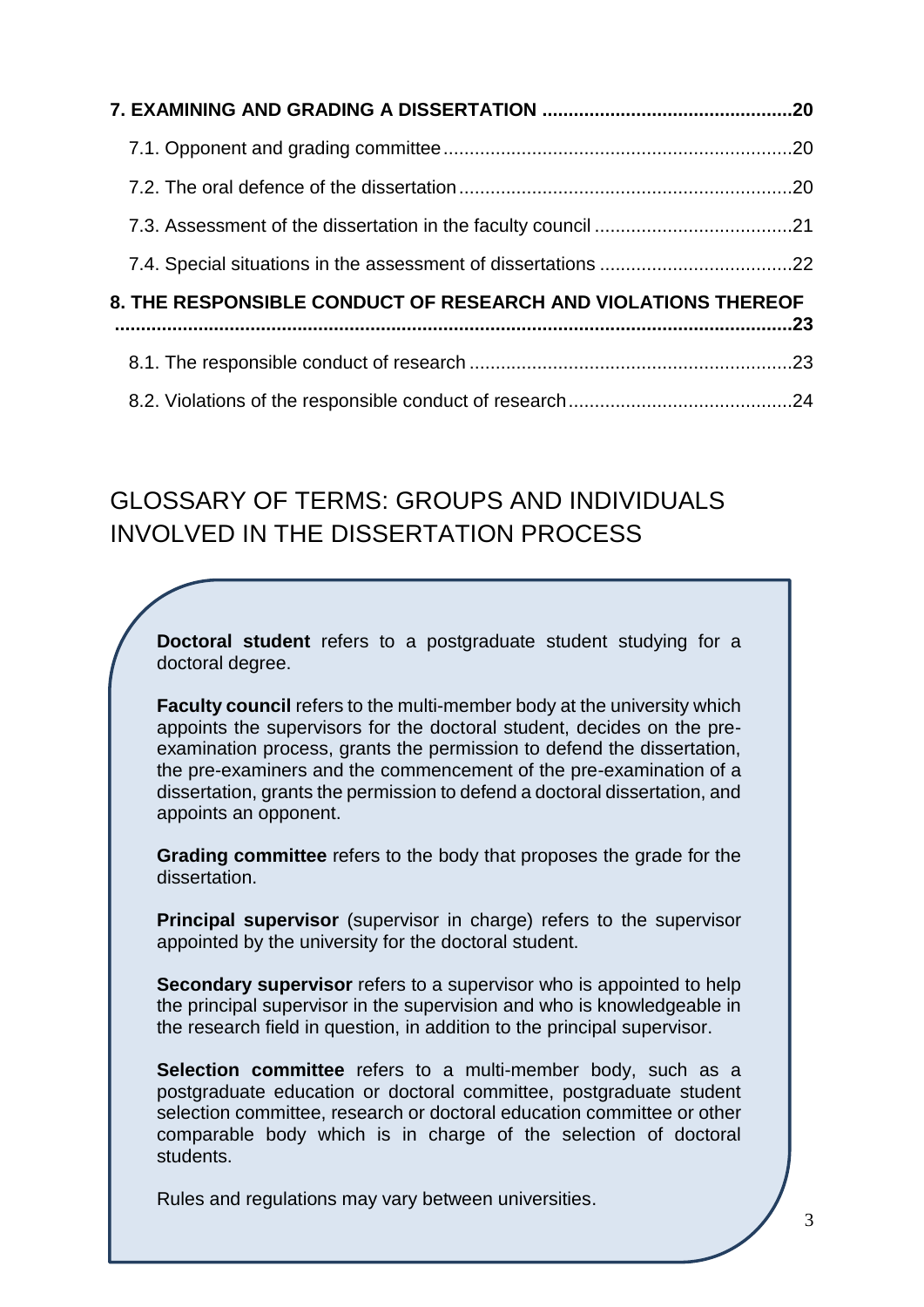**7. EXAMINING AND GRADING A DISSERTATION ... 20**

- 7.1. Opponent and grading committee ... 20
- 7.2. The oral defence of the dissertation ... 20
- 7.3. Assessment of the dissertation in the faculty council ... 21
- 7.4. Special situations in the assessment of dissertations ... 22

**8. THE RESPONSIBLE CONDUCT OF RESEARCH AND VIOLATIONS THEREOF ... 23**

- 8.1. The responsible conduct of research ... 23
- 8.2. Violations of the responsible conduct of research ... 24

# GLOSSARY OF TERMS: GROUPS AND INDIVIDUALS INVOLVED IN THE DISSERTATION PROCESS

**Doctoral student** refers to a postgraduate student studying for a doctoral degree.

**Faculty council** refers to the multi-member body at the university which appoints the supervisors for the doctoral student, decides on the pre-examination process, grants the permission to defend the dissertation, the pre-examiners and the commencement of the pre-examination of a dissertation, grants the permission to defend a doctoral dissertation, and appoints an opponent.

**Grading committee** refers to the body that proposes the grade for the dissertation.

**Principal supervisor** (supervisor in charge) refers to the supervisor appointed by the university for the doctoral student.

**Secondary supervisor** refers to a supervisor who is appointed to help the principal supervisor in the supervision and who is knowledgeable in the research field in question, in addition to the principal supervisor.

**Selection committee** refers to a multi-member body, such as a postgraduate education or doctoral committee, postgraduate student selection committee, research or doctoral education committee or other comparable body which is in charge of the selection of doctoral students.

Rules and regulations may vary between universities.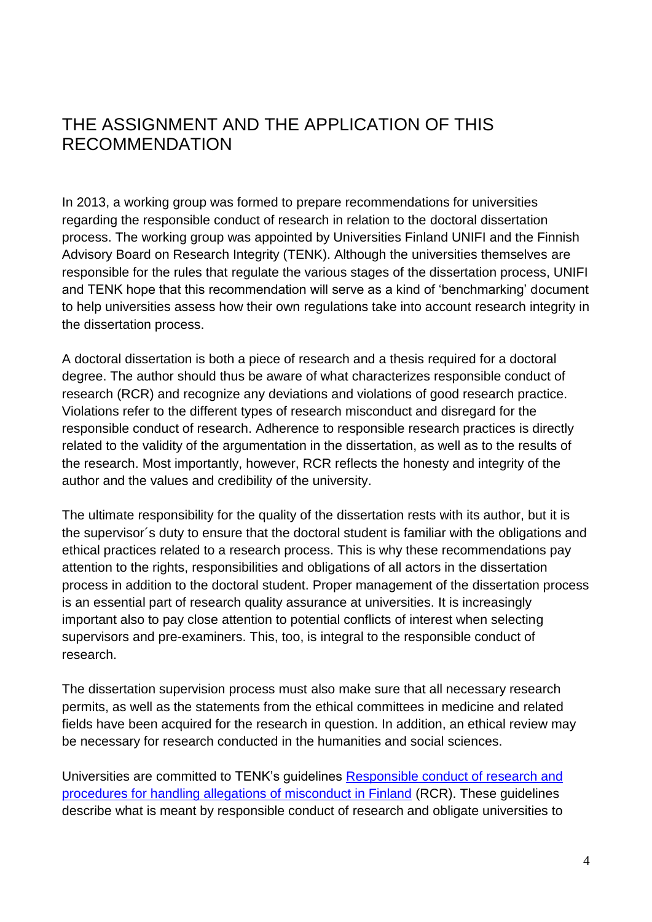## THE ASSIGNMENT AND THE APPLICATION OF THIS RECOMMENDATION

In 2013, a working group was formed to prepare recommendations for universities regarding the responsible conduct of research in relation to the doctoral dissertation process. The working group was appointed by Universities Finland UNIFI and the Finnish Advisory Board on Research Integrity (TENK). Although the universities themselves are responsible for the rules that regulate the various stages of the dissertation process, UNIFI and TENK hope that this recommendation will serve as a kind of 'benchmarking' document to help universities assess how their own regulations take into account research integrity in the dissertation process.

A doctoral dissertation is both a piece of research and a thesis required for a doctoral degree. The author should thus be aware of what characterizes responsible conduct of research (RCR) and recognize any deviations and violations of good research practice. Violations refer to the different types of research misconduct and disregard for the responsible conduct of research. Adherence to responsible research practices is directly related to the validity of the argumentation in the dissertation, as well as to the results of the research. Most importantly, however, RCR reflects the honesty and integrity of the author and the values and credibility of the university.

The ultimate responsibility for the quality of the dissertation rests with its author, but it is the supervisor´s duty to ensure that the doctoral student is familiar with the obligations and ethical practices related to a research process. This is why these recommendations pay attention to the rights, responsibilities and obligations of all actors in the dissertation process in addition to the doctoral student. Proper management of the dissertation process is an essential part of research quality assurance at universities. It is increasingly important also to pay close attention to potential conflicts of interest when selecting supervisors and pre-examiners. This, too, is integral to the responsible conduct of research.

The dissertation supervision process must also make sure that all necessary research permits, as well as the statements from the ethical committees in medicine and related fields have been acquired for the research in question. In addition, an ethical review may be necessary for research conducted in the humanities and social sciences.

Universities are committed to TENK's guidelines [Responsible conduct of research and procedures for handling allegations of misconduct in Finland](#) (RCR). These guidelines describe what is meant by responsible conduct of research and obligate universities to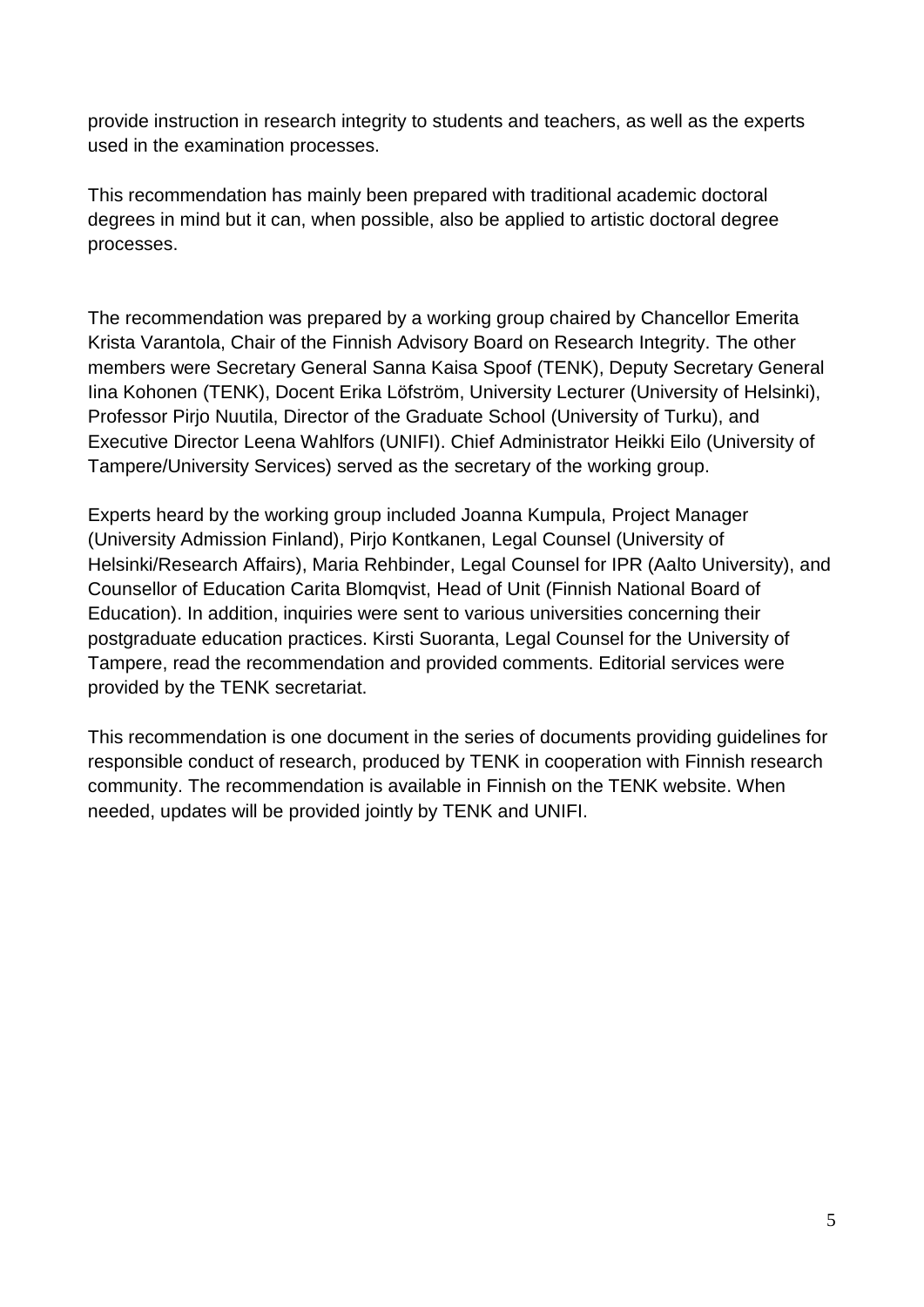provide instruction in research integrity to students and teachers, as well as the experts used in the examination processes.

This recommendation has mainly been prepared with traditional academic doctoral degrees in mind but it can, when possible, also be applied to artistic doctoral degree processes.

The recommendation was prepared by a working group chaired by Chancellor Emerita Krista Varantola, Chair of the Finnish Advisory Board on Research Integrity. The other members were Secretary General Sanna Kaisa Spoof (TENK), Deputy Secretary General Iina Kohonen (TENK), Docent Erika Löfström, University Lecturer (University of Helsinki), Professor Pirjo Nuutila, Director of the Graduate School (University of Turku), and Executive Director Leena Wahlfors (UNIFI). Chief Administrator Heikki Eilo (University of Tampere/University Services) served as the secretary of the working group.

Experts heard by the working group included Joanna Kumpula, Project Manager (University Admission Finland), Pirjo Kontkanen, Legal Counsel (University of Helsinki/Research Affairs), Maria Rehbinder, Legal Counsel for IPR (Aalto University), and Counsellor of Education Carita Blomqvist, Head of Unit (Finnish National Board of Education). In addition, inquiries were sent to various universities concerning their postgraduate education practices. Kirsti Suoranta, Legal Counsel for the University of Tampere, read the recommendation and provided comments. Editorial services were provided by the TENK secretariat.

This recommendation is one document in the series of documents providing guidelines for responsible conduct of research, produced by TENK in cooperation with Finnish research community. The recommendation is available in Finnish on the TENK website. When needed, updates will be provided jointly by TENK and UNIFI.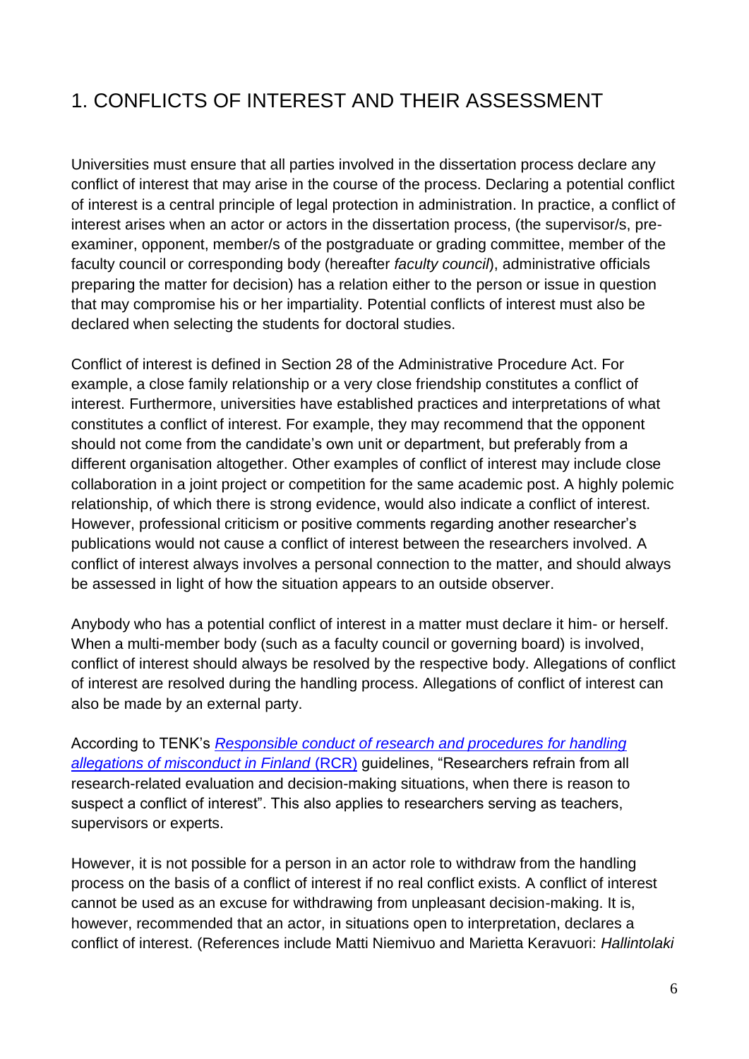# 1. CONFLICTS OF INTEREST AND THEIR ASSESSMENT

Universities must ensure that all parties involved in the dissertation process declare any conflict of interest that may arise in the course of the process. Declaring a potential conflict of interest is a central principle of legal protection in administration. In practice, a conflict of interest arises when an actor or actors in the dissertation process, (the supervisor/s, pre-examiner, opponent, member/s of the postgraduate or grading committee, member of the faculty council or corresponding body (hereafter *faculty council*), administrative officials preparing the matter for decision) has a relation either to the person or issue in question that may compromise his or her impartiality. Potential conflicts of interest must also be declared when selecting the students for doctoral studies.

Conflict of interest is defined in Section 28 of the Administrative Procedure Act. For example, a close family relationship or a very close friendship constitutes a conflict of interest. Furthermore, universities have established practices and interpretations of what constitutes a conflict of interest. For example, they may recommend that the opponent should not come from the candidate's own unit or department, but preferably from a different organisation altogether. Other examples of conflict of interest may include close collaboration in a joint project or competition for the same academic post. A highly polemic relationship, of which there is strong evidence, would also indicate a conflict of interest. However, professional criticism or positive comments regarding another researcher's publications would not cause a conflict of interest between the researchers involved. A conflict of interest always involves a personal connection to the matter, and should always be assessed in light of how the situation appears to an outside observer.

Anybody who has a potential conflict of interest in a matter must declare it him- or herself. When a multi-member body (such as a faculty council or governing board) is involved, conflict of interest should always be resolved by the respective body. Allegations of conflict of interest are resolved during the handling process. Allegations of conflict of interest can also be made by an external party.

According to TENK's *Responsible conduct of research and procedures for handling allegations of misconduct in Finland* (RCR) guidelines, "Researchers refrain from all research-related evaluation and decision-making situations, when there is reason to suspect a conflict of interest". This also applies to researchers serving as teachers, supervisors or experts.

However, it is not possible for a person in an actor role to withdraw from the handling process on the basis of a conflict of interest if no real conflict exists. A conflict of interest cannot be used as an excuse for withdrawing from unpleasant decision-making. It is, however, recommended that an actor, in situations open to interpretation, declares a conflict of interest. (References include Matti Niemivuo and Marietta Keravuori: *Hallintolaki*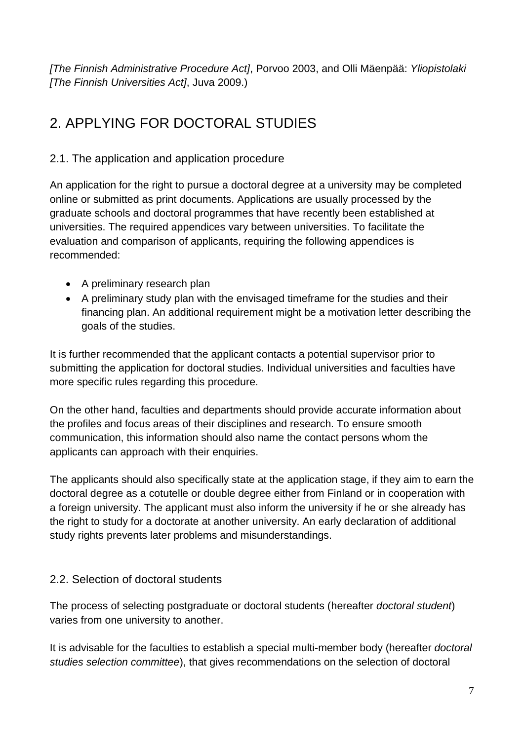*[The Finnish Administrative Procedure Act]*, Porvoo 2003, and Olli Mäenpää: *Yliopistolaki [The Finnish Universities Act]*, Juva 2009.)

# 2. APPLYING FOR DOCTORAL STUDIES

## 2.1. The application and application procedure

An application for the right to pursue a doctoral degree at a university may be completed online or submitted as print documents. Applications are usually processed by the graduate schools and doctoral programmes that have recently been established at universities. The required appendices vary between universities. To facilitate the evaluation and comparison of applicants, requiring the following appendices is recommended:

- A preliminary research plan
- A preliminary study plan with the envisaged timeframe for the studies and their financing plan. An additional requirement might be a motivation letter describing the goals of the studies.

It is further recommended that the applicant contacts a potential supervisor prior to submitting the application for doctoral studies. Individual universities and faculties have more specific rules regarding this procedure.

On the other hand, faculties and departments should provide accurate information about the profiles and focus areas of their disciplines and research. To ensure smooth communication, this information should also name the contact persons whom the applicants can approach with their enquiries.

The applicants should also specifically state at the application stage, if they aim to earn the doctoral degree as a cotutelle or double degree either from Finland or in cooperation with a foreign university. The applicant must also inform the university if he or she already has the right to study for a doctorate at another university. An early declaration of additional study rights prevents later problems and misunderstandings.

## 2.2. Selection of doctoral students

The process of selecting postgraduate or doctoral students (hereafter *doctoral student*) varies from one university to another.

It is advisable for the faculties to establish a special multi-member body (hereafter *doctoral studies selection committee*), that gives recommendations on the selection of doctoral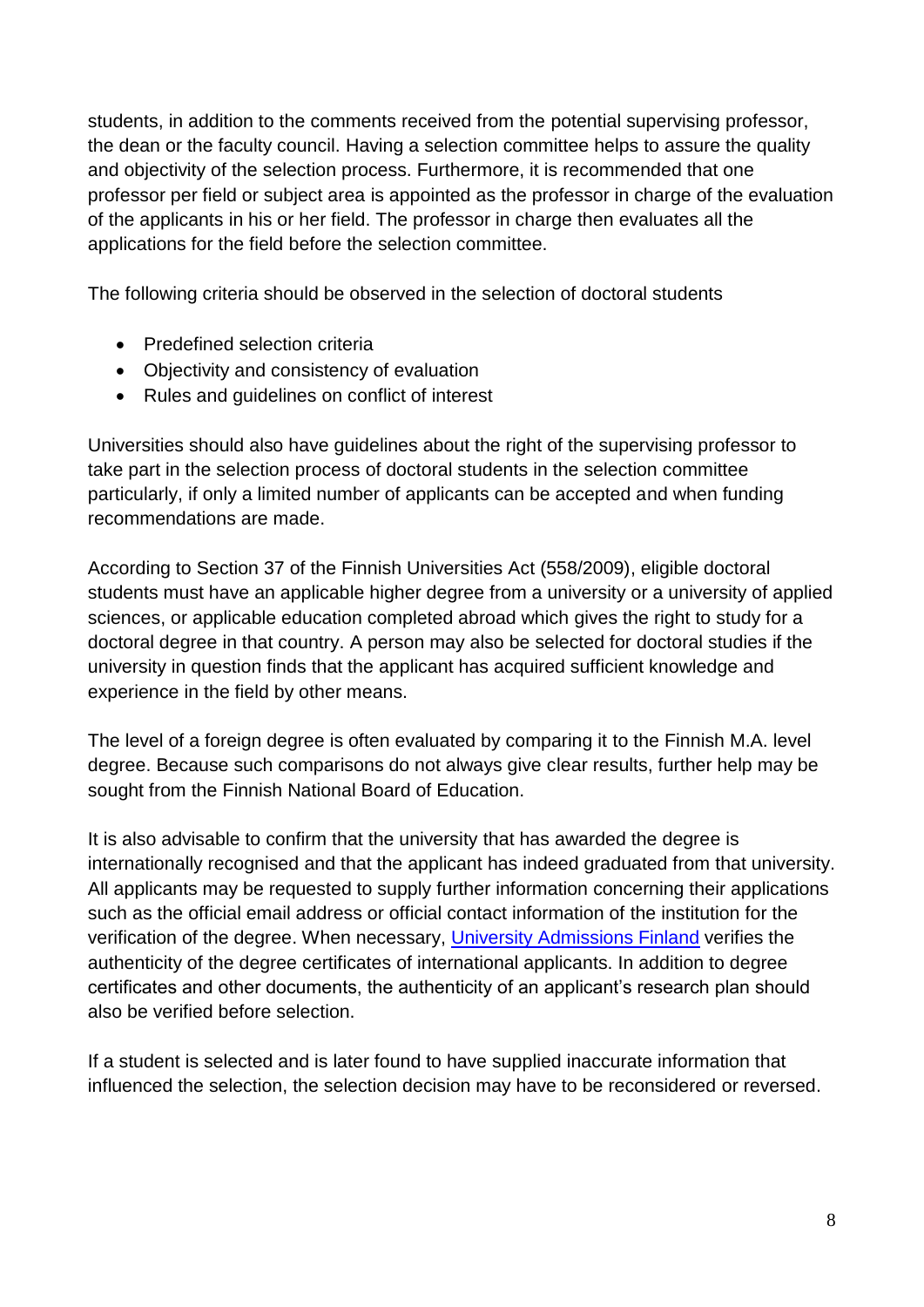students, in addition to the comments received from the potential supervising professor, the dean or the faculty council. Having a selection committee helps to assure the quality and objectivity of the selection process. Furthermore, it is recommended that one professor per field or subject area is appointed as the professor in charge of the evaluation of the applicants in his or her field. The professor in charge then evaluates all the applications for the field before the selection committee.

The following criteria should be observed in the selection of doctoral students

- Predefined selection criteria
- Objectivity and consistency of evaluation
- Rules and guidelines on conflict of interest

Universities should also have guidelines about the right of the supervising professor to take part in the selection process of doctoral students in the selection committee particularly, if only a limited number of applicants can be accepted and when funding recommendations are made.

According to Section 37 of the Finnish Universities Act (558/2009), eligible doctoral students must have an applicable higher degree from a university or a university of applied sciences, or applicable education completed abroad which gives the right to study for a doctoral degree in that country. A person may also be selected for doctoral studies if the university in question finds that the applicant has acquired sufficient knowledge and experience in the field by other means.

The level of a foreign degree is often evaluated by comparing it to the Finnish M.A. level degree. Because such comparisons do not always give clear results, further help may be sought from the Finnish National Board of Education.

It is also advisable to confirm that the university that has awarded the degree is internationally recognised and that the applicant has indeed graduated from that university. All applicants may be requested to supply further information concerning their applications such as the official email address or official contact information of the institution for the verification of the degree. When necessary, University Admissions Finland verifies the authenticity of the degree certificates of international applicants. In addition to degree certificates and other documents, the authenticity of an applicant's research plan should also be verified before selection.

If a student is selected and is later found to have supplied inaccurate information that influenced the selection, the selection decision may have to be reconsidered or reversed.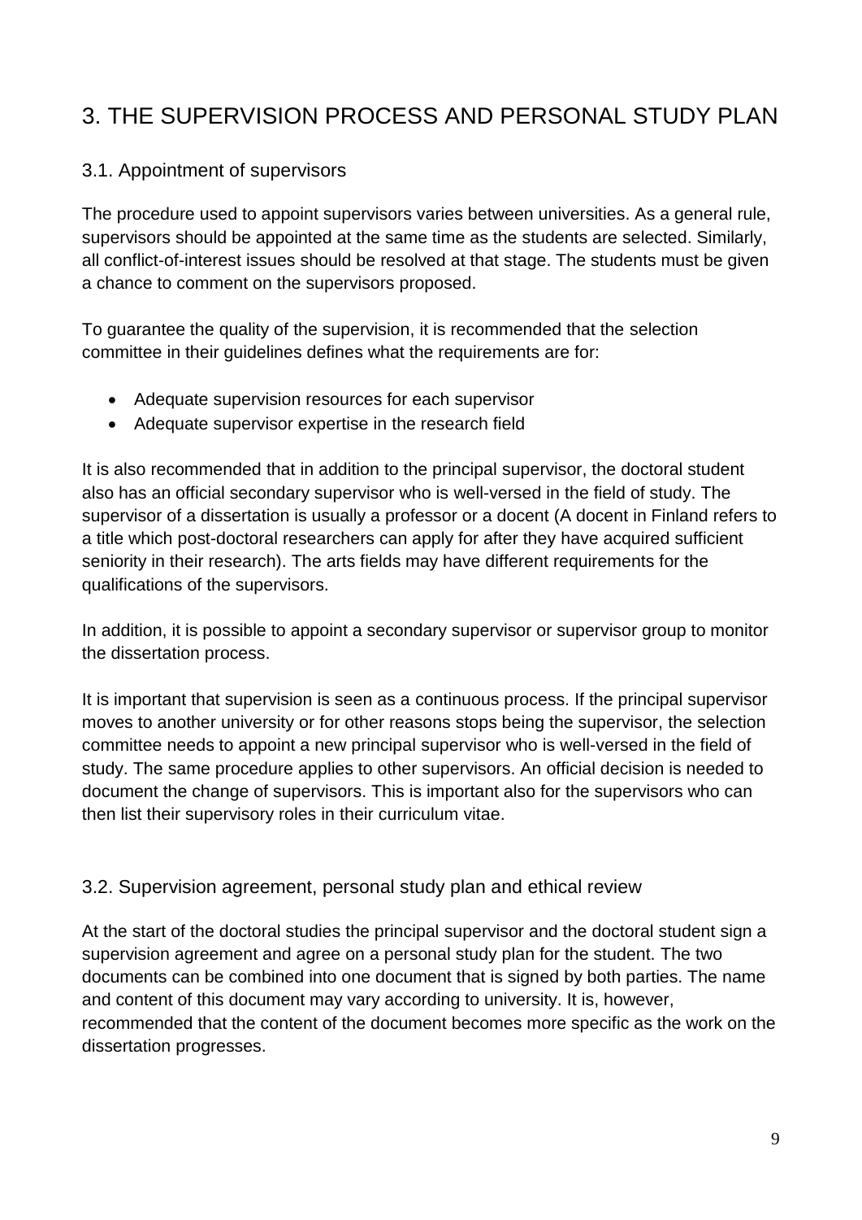# 3. THE SUPERVISION PROCESS AND PERSONAL STUDY PLAN

## 3.1. Appointment of supervisors

The procedure used to appoint supervisors varies between universities. As a general rule, supervisors should be appointed at the same time as the students are selected. Similarly, all conflict-of-interest issues should be resolved at that stage. The students must be given a chance to comment on the supervisors proposed.

To guarantee the quality of the supervision, it is recommended that the selection committee in their guidelines defines what the requirements are for:

- Adequate supervision resources for each supervisor
- Adequate supervisor expertise in the research field

It is also recommended that in addition to the principal supervisor, the doctoral student also has an official secondary supervisor who is well-versed in the field of study. The supervisor of a dissertation is usually a professor or a docent (A docent in Finland refers to a title which post-doctoral researchers can apply for after they have acquired sufficient seniority in their research). The arts fields may have different requirements for the qualifications of the supervisors.

In addition, it is possible to appoint a secondary supervisor or supervisor group to monitor the dissertation process.

It is important that supervision is seen as a continuous process. If the principal supervisor moves to another university or for other reasons stops being the supervisor, the selection committee needs to appoint a new principal supervisor who is well-versed in the field of study. The same procedure applies to other supervisors. An official decision is needed to document the change of supervisors. This is important also for the supervisors who can then list their supervisory roles in their curriculum vitae.

## 3.2. Supervision agreement, personal study plan and ethical review

At the start of the doctoral studies the principal supervisor and the doctoral student sign a supervision agreement and agree on a personal study plan for the student. The two documents can be combined into one document that is signed by both parties. The name and content of this document may vary according to university. It is, however, recommended that the content of the document becomes more specific as the work on the dissertation progresses.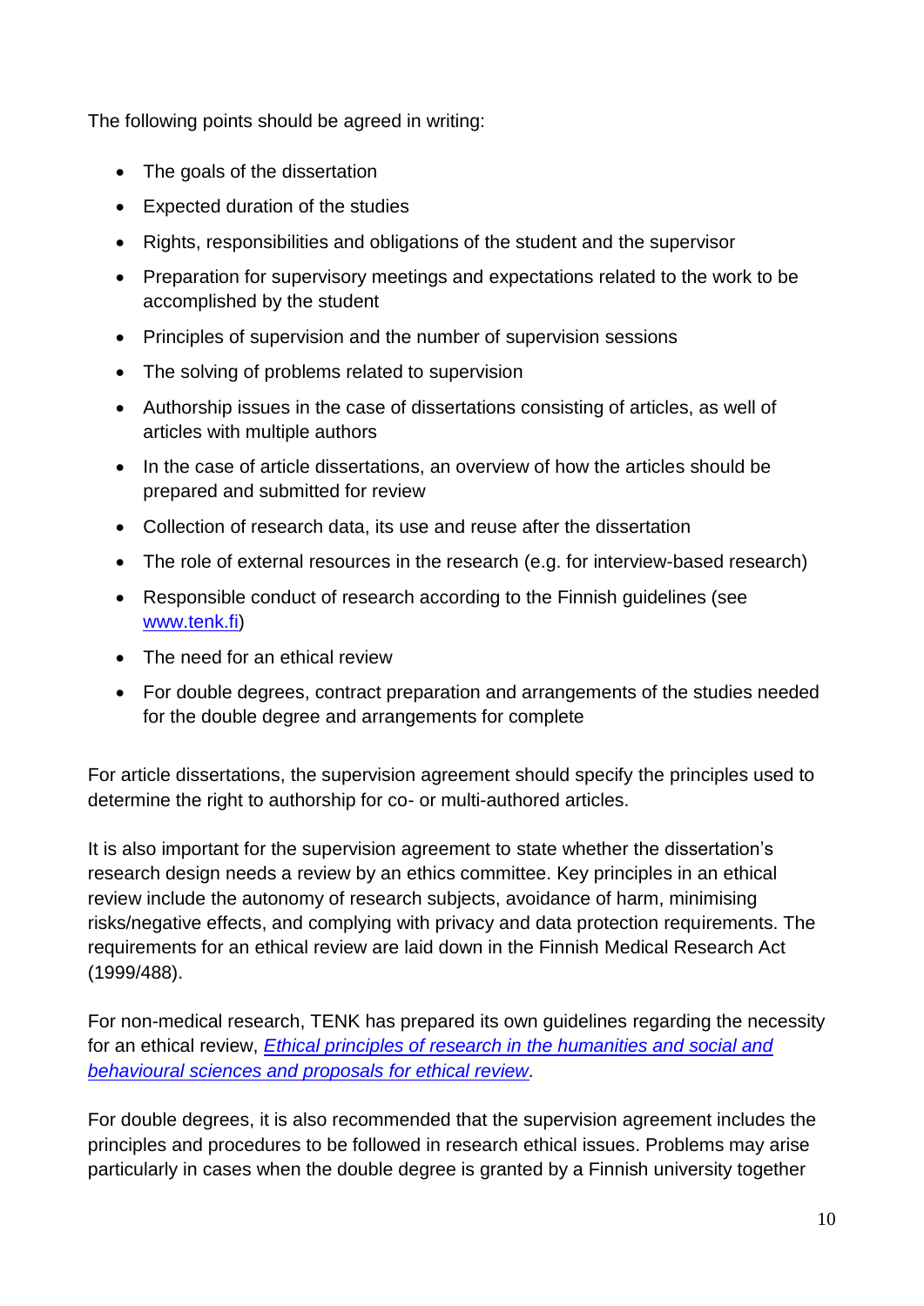The following points should be agreed in writing:

- The goals of the dissertation
- Expected duration of the studies
- Rights, responsibilities and obligations of the student and the supervisor
- Preparation for supervisory meetings and expectations related to the work to be accomplished by the student
- Principles of supervision and the number of supervision sessions
- The solving of problems related to supervision
- Authorship issues in the case of dissertations consisting of articles, as well of articles with multiple authors
- In the case of article dissertations, an overview of how the articles should be prepared and submitted for review
- Collection of research data, its use and reuse after the dissertation
- The role of external resources in the research (e.g. for interview-based research)
- Responsible conduct of research according to the Finnish guidelines (see [www.tenk.fi](www.tenk.fi))
- The need for an ethical review
- For double degrees, contract preparation and arrangements of the studies needed for the double degree and arrangements for complete

For article dissertations, the supervision agreement should specify the principles used to determine the right to authorship for co- or multi-authored articles.

It is also important for the supervision agreement to state whether the dissertation's research design needs a review by an ethics committee. Key principles in an ethical review include the autonomy of research subjects, avoidance of harm, minimising risks/negative effects, and complying with privacy and data protection requirements. The requirements for an ethical review are laid down in the Finnish Medical Research Act (1999/488).

For non-medical research, TENK has prepared its own guidelines regarding the necessity for an ethical review, *[Ethical principles of research in the humanities and social and behavioural sciences and proposals for ethical review](Ethical principles of research in the humanities and social and behavioural sciences and proposals for ethical review)*.

For double degrees, it is also recommended that the supervision agreement includes the principles and procedures to be followed in research ethical issues. Problems may arise particularly in cases when the double degree is granted by a Finnish university together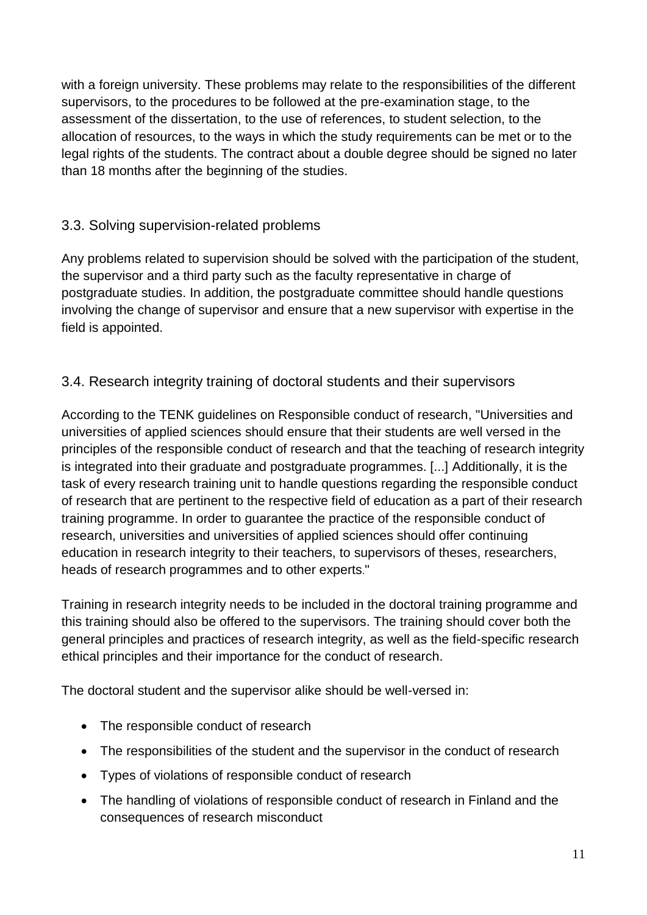with a foreign university. These problems may relate to the responsibilities of the different supervisors, to the procedures to be followed at the pre-examination stage, to the assessment of the dissertation, to the use of references, to student selection, to the allocation of resources, to the ways in which the study requirements can be met or to the legal rights of the students. The contract about a double degree should be signed no later than 18 months after the beginning of the studies.

### 3.3. Solving supervision-related problems

Any problems related to supervision should be solved with the participation of the student, the supervisor and a third party such as the faculty representative in charge of postgraduate studies. In addition, the postgraduate committee should handle questions involving the change of supervisor and ensure that a new supervisor with expertise in the field is appointed.

### 3.4. Research integrity training of doctoral students and their supervisors

According to the TENK guidelines on Responsible conduct of research, "Universities and universities of applied sciences should ensure that their students are well versed in the principles of the responsible conduct of research and that the teaching of research integrity is integrated into their graduate and postgraduate programmes. [...] Additionally, it is the task of every research training unit to handle questions regarding the responsible conduct of research that are pertinent to the respective field of education as a part of their research training programme. In order to guarantee the practice of the responsible conduct of research, universities and universities of applied sciences should offer continuing education in research integrity to their teachers, to supervisors of theses, researchers, heads of research programmes and to other experts."

Training in research integrity needs to be included in the doctoral training programme and this training should also be offered to the supervisors. The training should cover both the general principles and practices of research integrity, as well as the field-specific research ethical principles and their importance for the conduct of research.

The doctoral student and the supervisor alike should be well-versed in:

- The responsible conduct of research
- The responsibilities of the student and the supervisor in the conduct of research
- Types of violations of responsible conduct of research
- The handling of violations of responsible conduct of research in Finland and the consequences of research misconduct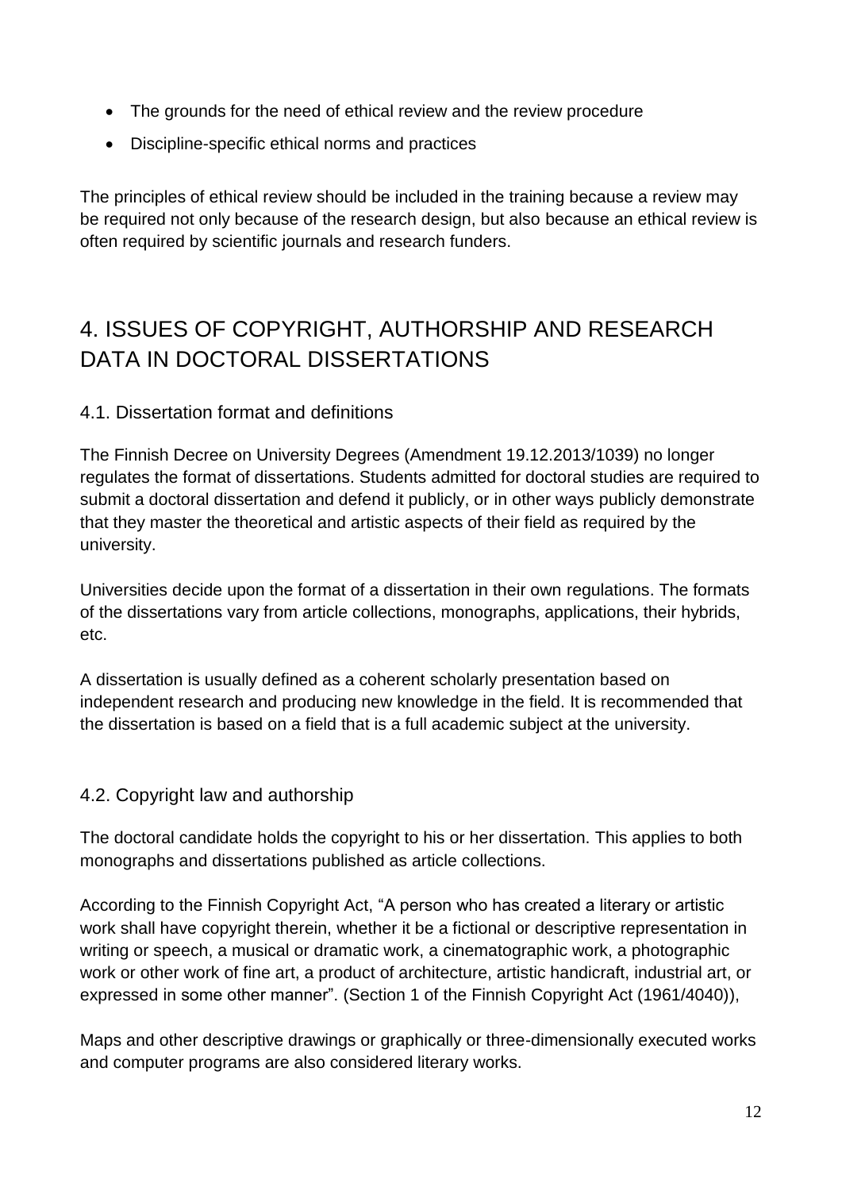- The grounds for the need of ethical review and the review procedure
- Discipline-specific ethical norms and practices

The principles of ethical review should be included in the training because a review may be required not only because of the research design, but also because an ethical review is often required by scientific journals and research funders.

# 4. ISSUES OF COPYRIGHT, AUTHORSHIP AND RESEARCH DATA IN DOCTORAL DISSERTATIONS

## 4.1. Dissertation format and definitions

The Finnish Decree on University Degrees (Amendment 19.12.2013/1039) no longer regulates the format of dissertations. Students admitted for doctoral studies are required to submit a doctoral dissertation and defend it publicly, or in other ways publicly demonstrate that they master the theoretical and artistic aspects of their field as required by the university.

Universities decide upon the format of a dissertation in their own regulations. The formats of the dissertations vary from article collections, monographs, applications, their hybrids, etc.

A dissertation is usually defined as a coherent scholarly presentation based on independent research and producing new knowledge in the field. It is recommended that the dissertation is based on a field that is a full academic subject at the university.

## 4.2. Copyright law and authorship

The doctoral candidate holds the copyright to his or her dissertation. This applies to both monographs and dissertations published as article collections.

According to the Finnish Copyright Act, "A person who has created a literary or artistic work shall have copyright therein, whether it be a fictional or descriptive representation in writing or speech, a musical or dramatic work, a cinematographic work, a photographic work or other work of fine art, a product of architecture, artistic handicraft, industrial art, or expressed in some other manner". (Section 1 of the Finnish Copyright Act (1961/4040)),

Maps and other descriptive drawings or graphically or three-dimensionally executed works and computer programs are also considered literary works.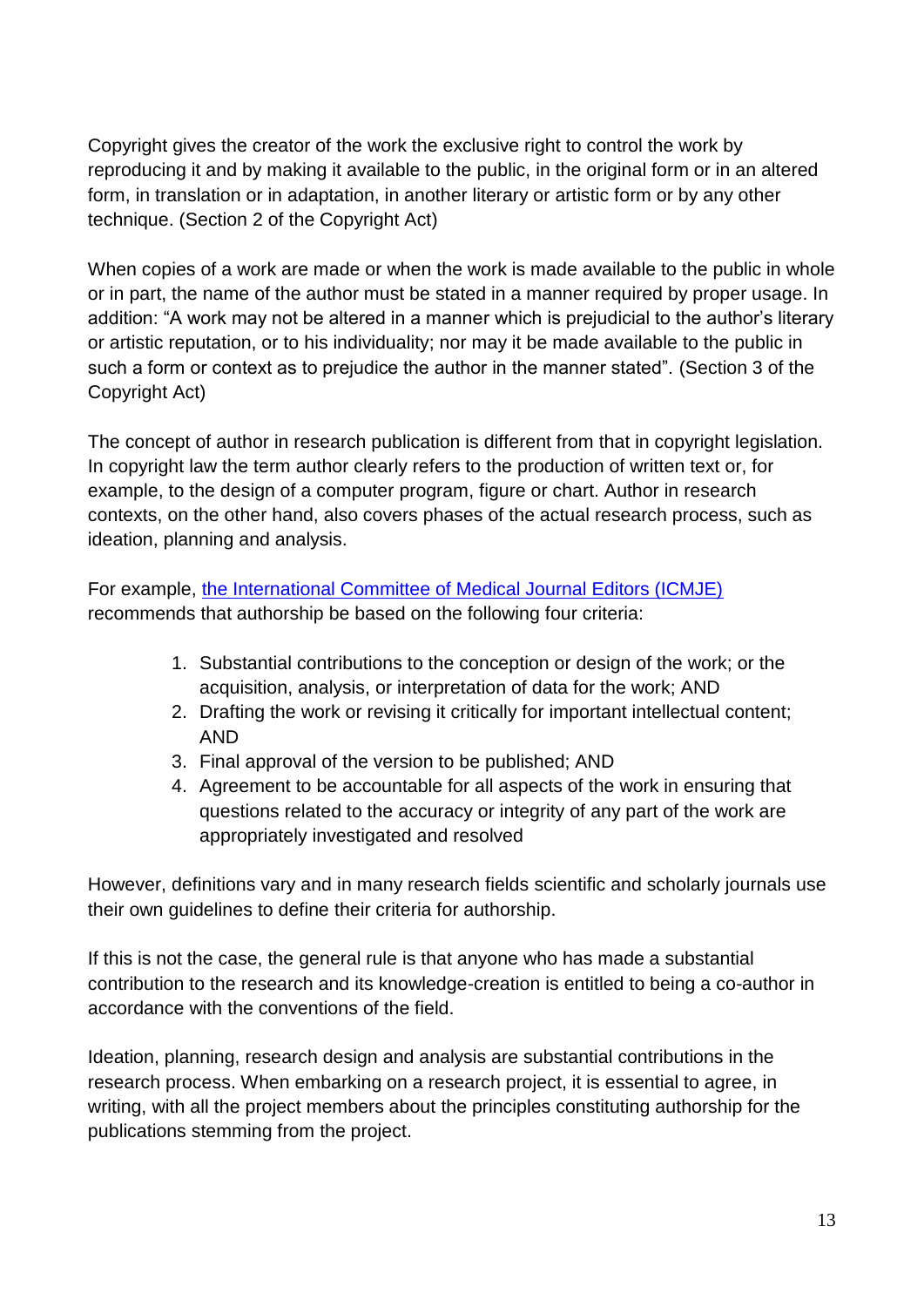Copyright gives the creator of the work the exclusive right to control the work by reproducing it and by making it available to the public, in the original form or in an altered form, in translation or in adaptation, in another literary or artistic form or by any other technique. (Section 2 of the Copyright Act)

When copies of a work are made or when the work is made available to the public in whole or in part, the name of the author must be stated in a manner required by proper usage. In addition: "A work may not be altered in a manner which is prejudicial to the author's literary or artistic reputation, or to his individuality; nor may it be made available to the public in such a form or context as to prejudice the author in the manner stated". (Section 3 of the Copyright Act)

The concept of author in research publication is different from that in copyright legislation. In copyright law the term author clearly refers to the production of written text or, for example, to the design of a computer program, figure or chart. Author in research contexts, on the other hand, also covers phases of the actual research process, such as ideation, planning and analysis.

For example, the International Committee of Medical Journal Editors (ICMJE) recommends that authorship be based on the following four criteria:

1. Substantial contributions to the conception or design of the work; or the acquisition, analysis, or interpretation of data for the work; AND
2. Drafting the work or revising it critically for important intellectual content; AND
3. Final approval of the version to be published; AND
4. Agreement to be accountable for all aspects of the work in ensuring that questions related to the accuracy or integrity of any part of the work are appropriately investigated and resolved

However, definitions vary and in many research fields scientific and scholarly journals use their own guidelines to define their criteria for authorship.

If this is not the case, the general rule is that anyone who has made a substantial contribution to the research and its knowledge-creation is entitled to being a co-author in accordance with the conventions of the field.

Ideation, planning, research design and analysis are substantial contributions in the research process. When embarking on a research project, it is essential to agree, in writing, with all the project members about the principles constituting authorship for the publications stemming from the project.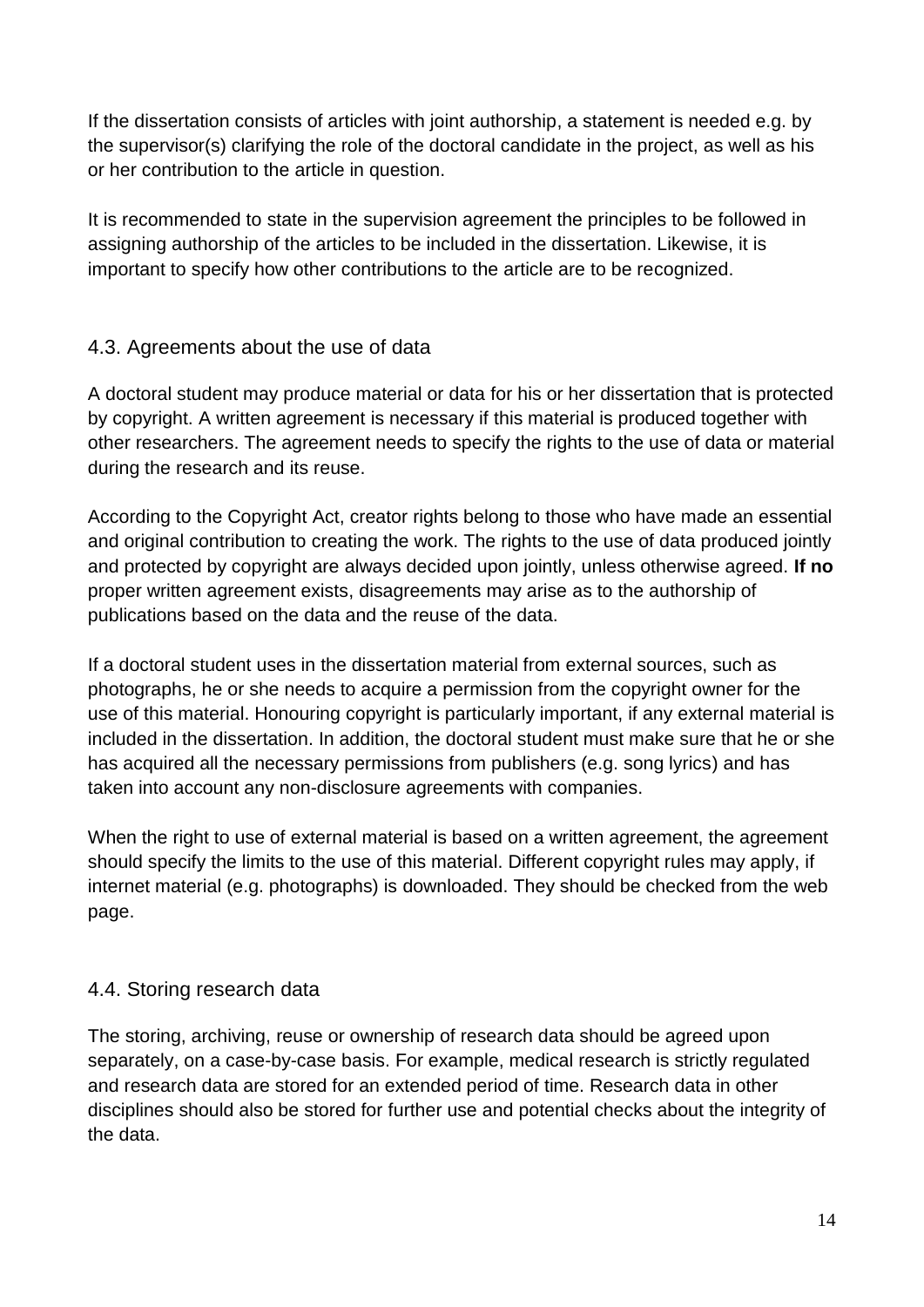If the dissertation consists of articles with joint authorship, a statement is needed e.g. by the supervisor(s) clarifying the role of the doctoral candidate in the project, as well as his or her contribution to the article in question.

It is recommended to state in the supervision agreement the principles to be followed in assigning authorship of the articles to be included in the dissertation. Likewise, it is important to specify how other contributions to the article are to be recognized.

### 4.3. Agreements about the use of data

A doctoral student may produce material or data for his or her dissertation that is protected by copyright. A written agreement is necessary if this material is produced together with other researchers. The agreement needs to specify the rights to the use of data or material during the research and its reuse.

According to the Copyright Act, creator rights belong to those who have made an essential and original contribution to creating the work. The rights to the use of data produced jointly and protected by copyright are always decided upon jointly, unless otherwise agreed. **If no** proper written agreement exists, disagreements may arise as to the authorship of publications based on the data and the reuse of the data.

If a doctoral student uses in the dissertation material from external sources, such as photographs, he or she needs to acquire a permission from the copyright owner for the use of this material. Honouring copyright is particularly important, if any external material is included in the dissertation. In addition, the doctoral student must make sure that he or she has acquired all the necessary permissions from publishers (e.g. song lyrics) and has taken into account any non-disclosure agreements with companies.

When the right to use of external material is based on a written agreement, the agreement should specify the limits to the use of this material. Different copyright rules may apply, if internet material (e.g. photographs) is downloaded. They should be checked from the web page.

### 4.4. Storing research data

The storing, archiving, reuse or ownership of research data should be agreed upon separately, on a case-by-case basis. For example, medical research is strictly regulated and research data are stored for an extended period of time. Research data in other disciplines should also be stored for further use and potential checks about the integrity of the data.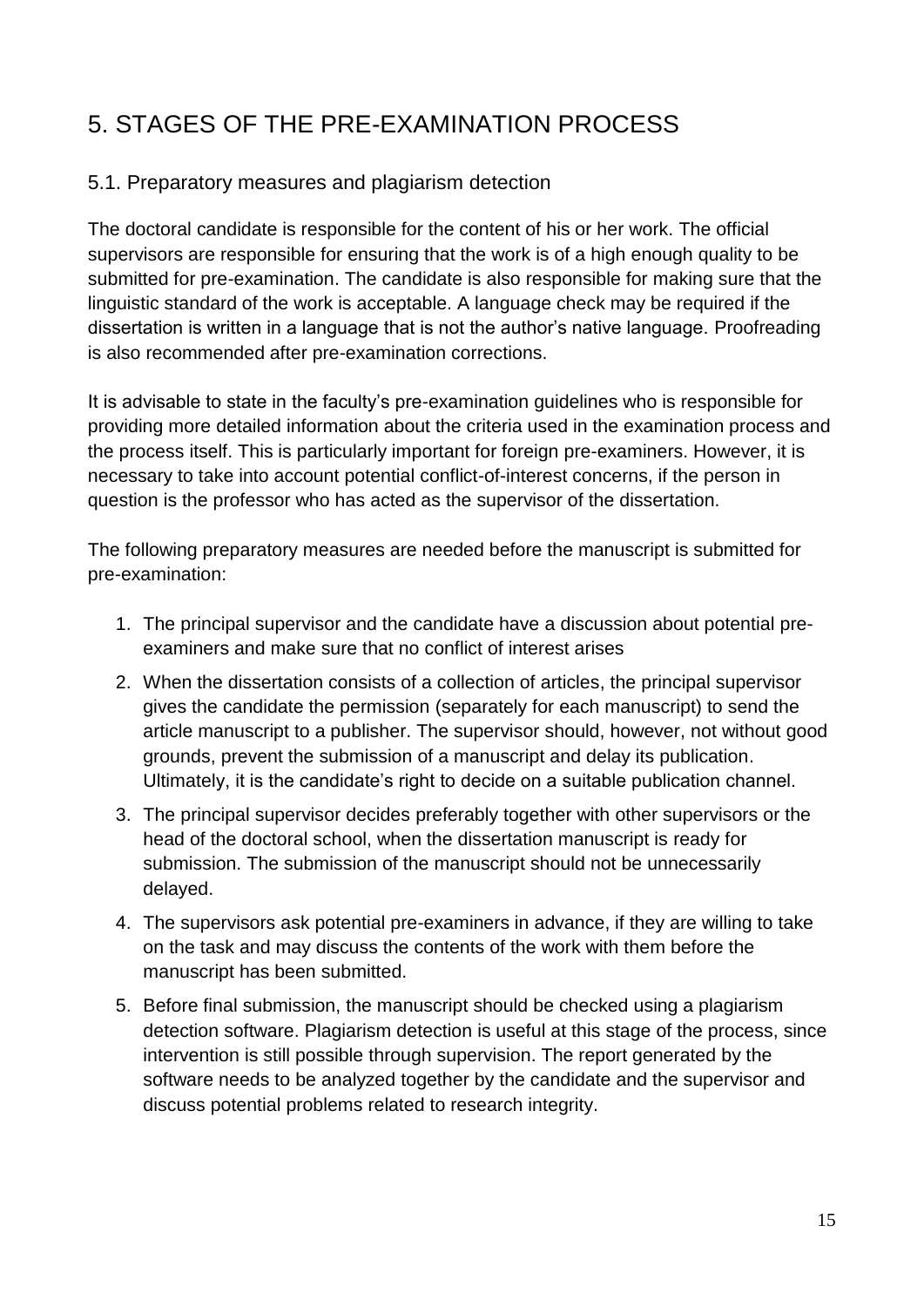# 5. STAGES OF THE PRE-EXAMINATION PROCESS

## 5.1. Preparatory measures and plagiarism detection

The doctoral candidate is responsible for the content of his or her work. The official supervisors are responsible for ensuring that the work is of a high enough quality to be submitted for pre-examination. The candidate is also responsible for making sure that the linguistic standard of the work is acceptable. A language check may be required if the dissertation is written in a language that is not the author's native language. Proofreading is also recommended after pre-examination corrections.

It is advisable to state in the faculty's pre-examination guidelines who is responsible for providing more detailed information about the criteria used in the examination process and the process itself. This is particularly important for foreign pre-examiners. However, it is necessary to take into account potential conflict-of-interest concerns, if the person in question is the professor who has acted as the supervisor of the dissertation.

The following preparatory measures are needed before the manuscript is submitted for pre-examination:

1. The principal supervisor and the candidate have a discussion about potential pre-examiners and make sure that no conflict of interest arises
2. When the dissertation consists of a collection of articles, the principal supervisor gives the candidate the permission (separately for each manuscript) to send the article manuscript to a publisher. The supervisor should, however, not without good grounds, prevent the submission of a manuscript and delay its publication. Ultimately, it is the candidate's right to decide on a suitable publication channel.
3. The principal supervisor decides preferably together with other supervisors or the head of the doctoral school, when the dissertation manuscript is ready for submission. The submission of the manuscript should not be unnecessarily delayed.
4. The supervisors ask potential pre-examiners in advance, if they are willing to take on the task and may discuss the contents of the work with them before the manuscript has been submitted.
5. Before final submission, the manuscript should be checked using a plagiarism detection software. Plagiarism detection is useful at this stage of the process, since intervention is still possible through supervision. The report generated by the software needs to be analyzed together by the candidate and the supervisor and discuss potential problems related to research integrity.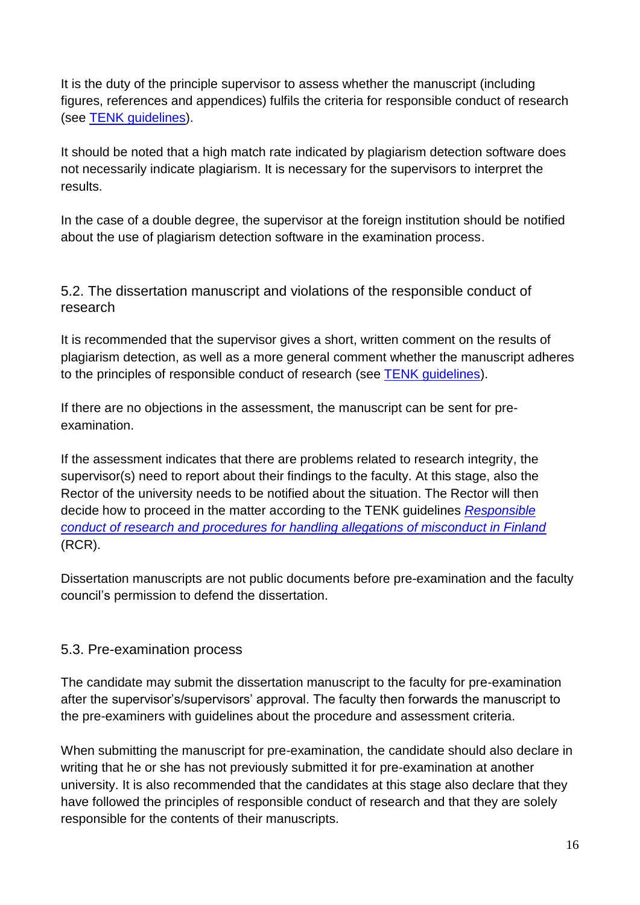It is the duty of the principle supervisor to assess whether the manuscript (including figures, references and appendices) fulfils the criteria for responsible conduct of research (see TENK guidelines).

It should be noted that a high match rate indicated by plagiarism detection software does not necessarily indicate plagiarism. It is necessary for the supervisors to interpret the results.

In the case of a double degree, the supervisor at the foreign institution should be notified about the use of plagiarism detection software in the examination process.

## 5.2. The dissertation manuscript and violations of the responsible conduct of research

It is recommended that the supervisor gives a short, written comment on the results of plagiarism detection, as well as a more general comment whether the manuscript adheres to the principles of responsible conduct of research (see TENK guidelines).

If there are no objections in the assessment, the manuscript can be sent for pre-examination.

If the assessment indicates that there are problems related to research integrity, the supervisor(s) need to report about their findings to the faculty. At this stage, also the Rector of the university needs to be notified about the situation. The Rector will then decide how to proceed in the matter according to the TENK guidelines *Responsible conduct of research and procedures for handling allegations of misconduct in Finland* (RCR).

Dissertation manuscripts are not public documents before pre-examination and the faculty council's permission to defend the dissertation.

## 5.3. Pre-examination process

The candidate may submit the dissertation manuscript to the faculty for pre-examination after the supervisor's/supervisors' approval. The faculty then forwards the manuscript to the pre-examiners with guidelines about the procedure and assessment criteria.

When submitting the manuscript for pre-examination, the candidate should also declare in writing that he or she has not previously submitted it for pre-examination at another university. It is also recommended that the candidates at this stage also declare that they have followed the principles of responsible conduct of research and that they are solely responsible for the contents of their manuscripts.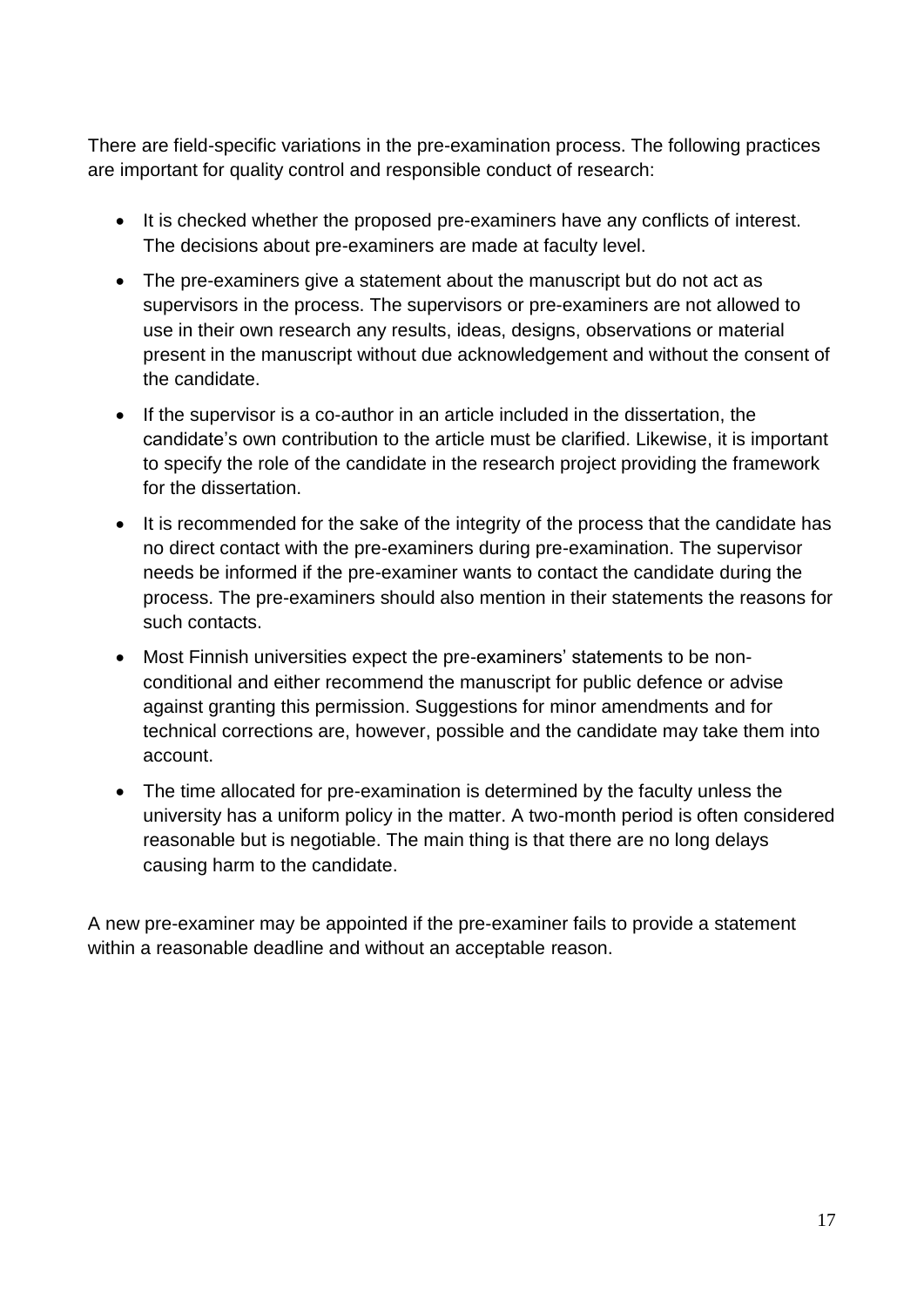There are field-specific variations in the pre-examination process. The following practices are important for quality control and responsible conduct of research:

- It is checked whether the proposed pre-examiners have any conflicts of interest. The decisions about pre-examiners are made at faculty level.
- The pre-examiners give a statement about the manuscript but do not act as supervisors in the process. The supervisors or pre-examiners are not allowed to use in their own research any results, ideas, designs, observations or material present in the manuscript without due acknowledgement and without the consent of the candidate.
- If the supervisor is a co-author in an article included in the dissertation, the candidate's own contribution to the article must be clarified. Likewise, it is important to specify the role of the candidate in the research project providing the framework for the dissertation.
- It is recommended for the sake of the integrity of the process that the candidate has no direct contact with the pre-examiners during pre-examination. The supervisor needs be informed if the pre-examiner wants to contact the candidate during the process. The pre-examiners should also mention in their statements the reasons for such contacts.
- Most Finnish universities expect the pre-examiners' statements to be non-conditional and either recommend the manuscript for public defence or advise against granting this permission. Suggestions for minor amendments and for technical corrections are, however, possible and the candidate may take them into account.
- The time allocated for pre-examination is determined by the faculty unless the university has a uniform policy in the matter. A two-month period is often considered reasonable but is negotiable. The main thing is that there are no long delays causing harm to the candidate.

A new pre-examiner may be appointed if the pre-examiner fails to provide a statement within a reasonable deadline and without an acceptable reason.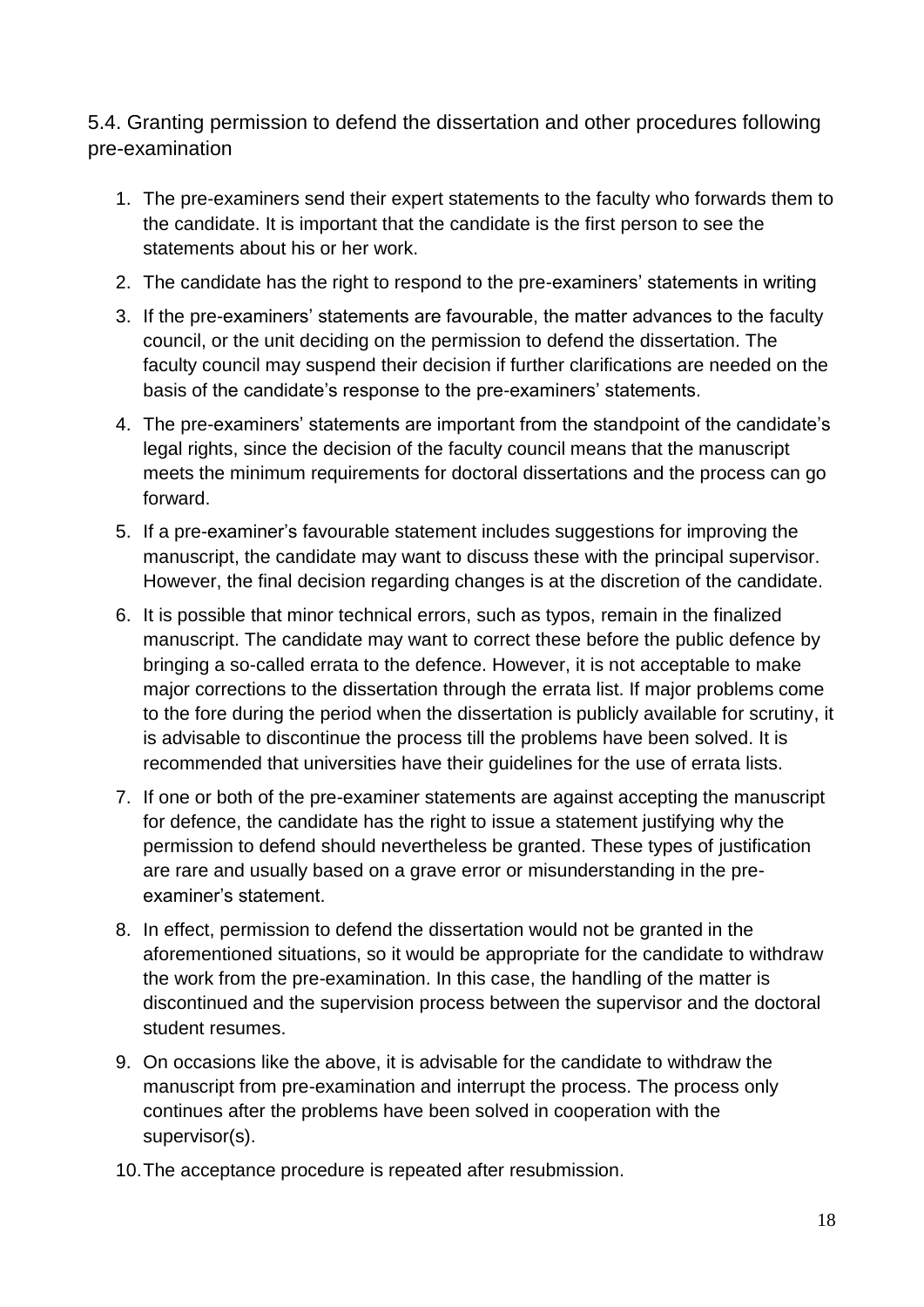### 5.4. Granting permission to defend the dissertation and other procedures following pre-examination

1. The pre-examiners send their expert statements to the faculty who forwards them to the candidate. It is important that the candidate is the first person to see the statements about his or her work.
2. The candidate has the right to respond to the pre-examiners' statements in writing
3. If the pre-examiners' statements are favourable, the matter advances to the faculty council, or the unit deciding on the permission to defend the dissertation. The faculty council may suspend their decision if further clarifications are needed on the basis of the candidate's response to the pre-examiners' statements.
4. The pre-examiners' statements are important from the standpoint of the candidate's legal rights, since the decision of the faculty council means that the manuscript meets the minimum requirements for doctoral dissertations and the process can go forward.
5. If a pre-examiner's favourable statement includes suggestions for improving the manuscript, the candidate may want to discuss these with the principal supervisor. However, the final decision regarding changes is at the discretion of the candidate.
6. It is possible that minor technical errors, such as typos, remain in the finalized manuscript. The candidate may want to correct these before the public defence by bringing a so-called errata to the defence. However, it is not acceptable to make major corrections to the dissertation through the errata list. If major problems come to the fore during the period when the dissertation is publicly available for scrutiny, it is advisable to discontinue the process till the problems have been solved. It is recommended that universities have their guidelines for the use of errata lists.
7. If one or both of the pre-examiner statements are against accepting the manuscript for defence, the candidate has the right to issue a statement justifying why the permission to defend should nevertheless be granted. These types of justification are rare and usually based on a grave error or misunderstanding in the pre-examiner's statement.
8. In effect, permission to defend the dissertation would not be granted in the aforementioned situations, so it would be appropriate for the candidate to withdraw the work from the pre-examination. In this case, the handling of the matter is discontinued and the supervision process between the supervisor and the doctoral student resumes.
9. On occasions like the above, it is advisable for the candidate to withdraw the manuscript from pre-examination and interrupt the process. The process only continues after the problems have been solved in cooperation with the supervisor(s).
10. The acceptance procedure is repeated after resubmission.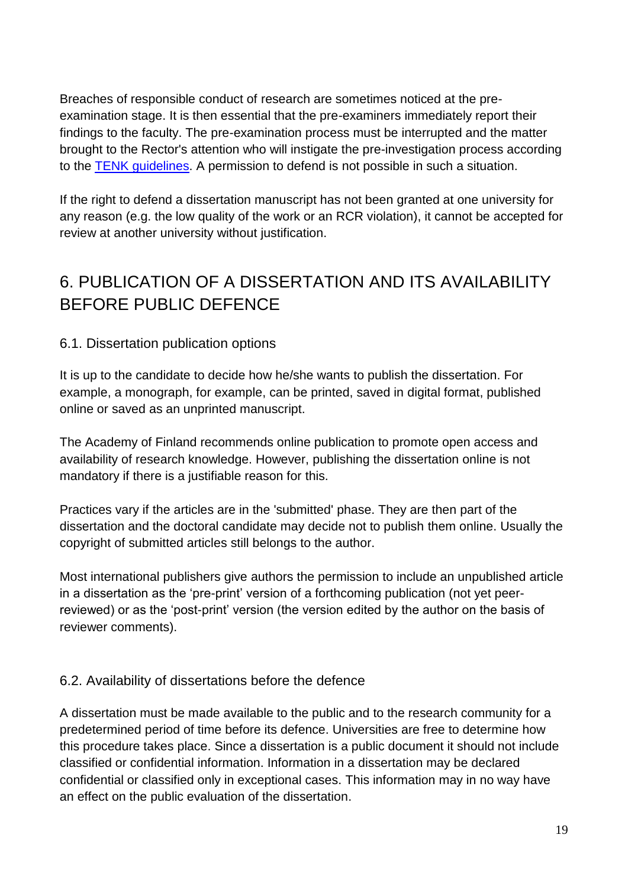Breaches of responsible conduct of research are sometimes noticed at the pre-examination stage. It is then essential that the pre-examiners immediately report their findings to the faculty. The pre-examination process must be interrupted and the matter brought to the Rector's attention who will instigate the pre-investigation process according to the [TENK guidelines](). A permission to defend is not possible in such a situation.

If the right to defend a dissertation manuscript has not been granted at one university for any reason (e.g. the low quality of the work or an RCR violation), it cannot be accepted for review at another university without justification.

## 6. PUBLICATION OF A DISSERTATION AND ITS AVAILABILITY BEFORE PUBLIC DEFENCE

### 6.1. Dissertation publication options

It is up to the candidate to decide how he/she wants to publish the dissertation. For example, a monograph, for example, can be printed, saved in digital format, published online or saved as an unprinted manuscript.

The Academy of Finland recommends online publication to promote open access and availability of research knowledge. However, publishing the dissertation online is not mandatory if there is a justifiable reason for this.

Practices vary if the articles are in the 'submitted' phase. They are then part of the dissertation and the doctoral candidate may decide not to publish them online. Usually the copyright of submitted articles still belongs to the author.

Most international publishers give authors the permission to include an unpublished article in a dissertation as the 'pre-print' version of a forthcoming publication (not yet peer-reviewed) or as the 'post-print' version (the version edited by the author on the basis of reviewer comments).

### 6.2. Availability of dissertations before the defence

A dissertation must be made available to the public and to the research community for a predetermined period of time before its defence. Universities are free to determine how this procedure takes place. Since a dissertation is a public document it should not include classified or confidential information. Information in a dissertation may be declared confidential or classified only in exceptional cases. This information may in no way have an effect on the public evaluation of the dissertation.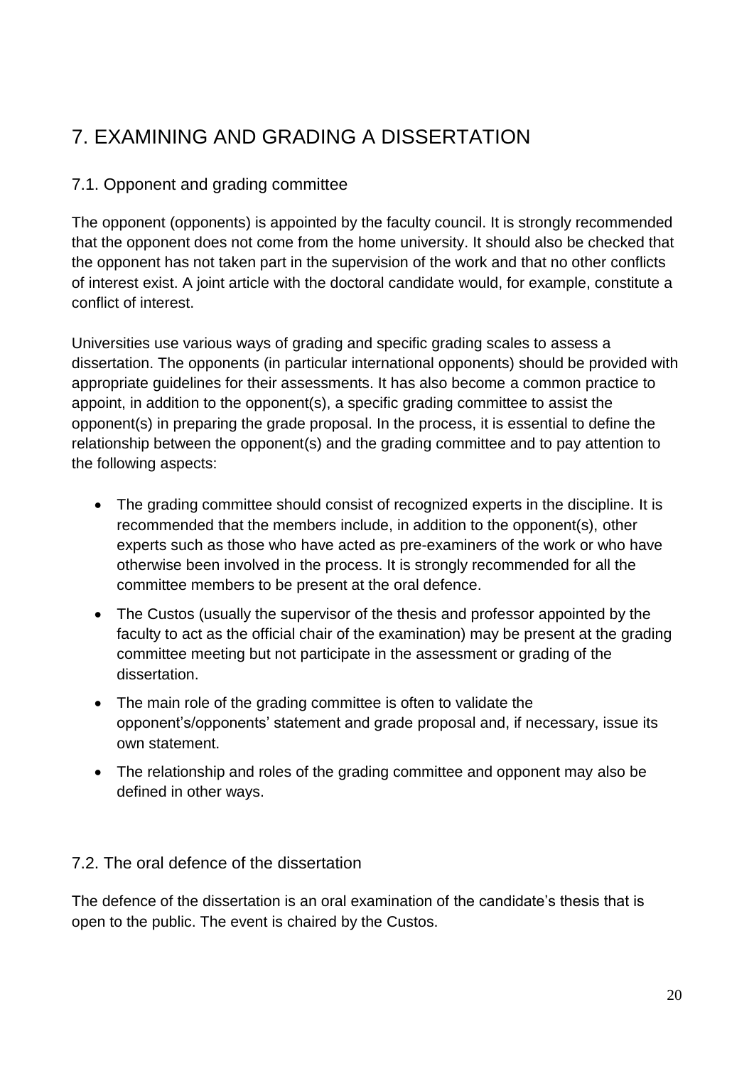# 7. EXAMINING AND GRADING A DISSERTATION

## 7.1. Opponent and grading committee

The opponent (opponents) is appointed by the faculty council. It is strongly recommended that the opponent does not come from the home university. It should also be checked that the opponent has not taken part in the supervision of the work and that no other conflicts of interest exist. A joint article with the doctoral candidate would, for example, constitute a conflict of interest.

Universities use various ways of grading and specific grading scales to assess a dissertation. The opponents (in particular international opponents) should be provided with appropriate guidelines for their assessments. It has also become a common practice to appoint, in addition to the opponent(s), a specific grading committee to assist the opponent(s) in preparing the grade proposal. In the process, it is essential to define the relationship between the opponent(s) and the grading committee and to pay attention to the following aspects:

- The grading committee should consist of recognized experts in the discipline. It is recommended that the members include, in addition to the opponent(s), other experts such as those who have acted as pre-examiners of the work or who have otherwise been involved in the process. It is strongly recommended for all the committee members to be present at the oral defence.
- The Custos (usually the supervisor of the thesis and professor appointed by the faculty to act as the official chair of the examination) may be present at the grading committee meeting but not participate in the assessment or grading of the dissertation.
- The main role of the grading committee is often to validate the opponent's/opponents' statement and grade proposal and, if necessary, issue its own statement.
- The relationship and roles of the grading committee and opponent may also be defined in other ways.

## 7.2. The oral defence of the dissertation

The defence of the dissertation is an oral examination of the candidate's thesis that is open to the public. The event is chaired by the Custos.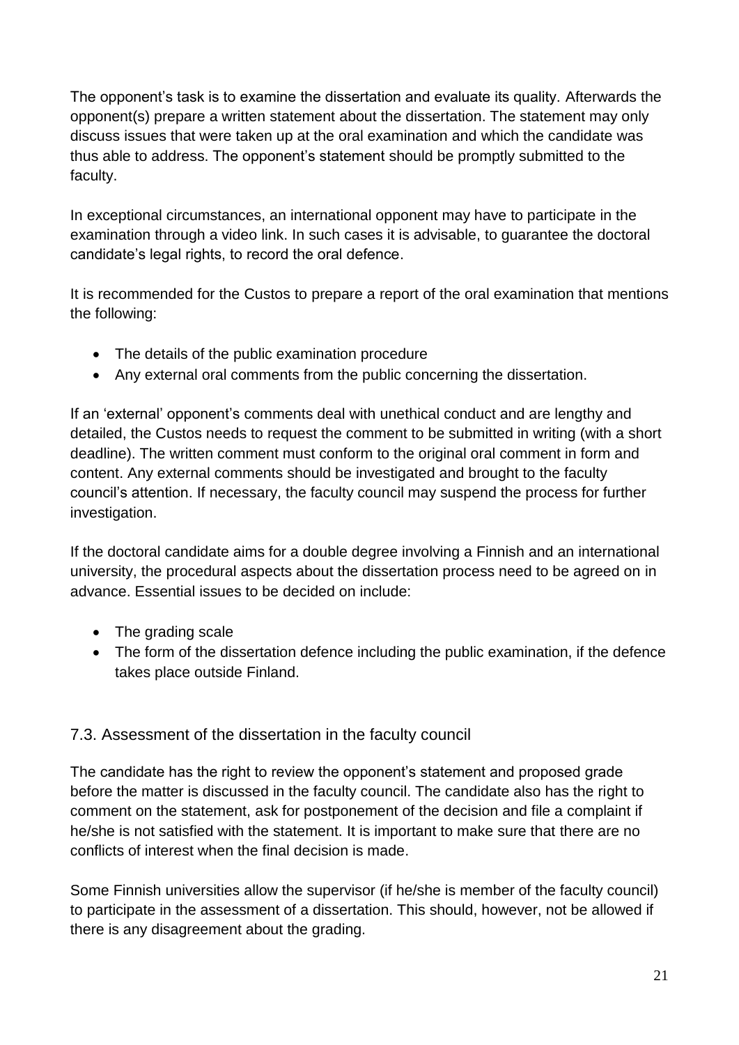The opponent's task is to examine the dissertation and evaluate its quality. Afterwards the opponent(s) prepare a written statement about the dissertation. The statement may only discuss issues that were taken up at the oral examination and which the candidate was thus able to address. The opponent's statement should be promptly submitted to the faculty.

In exceptional circumstances, an international opponent may have to participate in the examination through a video link. In such cases it is advisable, to guarantee the doctoral candidate's legal rights, to record the oral defence.

It is recommended for the Custos to prepare a report of the oral examination that mentions the following:

- The details of the public examination procedure
- Any external oral comments from the public concerning the dissertation.

If an 'external' opponent's comments deal with unethical conduct and are lengthy and detailed, the Custos needs to request the comment to be submitted in writing (with a short deadline). The written comment must conform to the original oral comment in form and content. Any external comments should be investigated and brought to the faculty council's attention. If necessary, the faculty council may suspend the process for further investigation.

If the doctoral candidate aims for a double degree involving a Finnish and an international university, the procedural aspects about the dissertation process need to be agreed on in advance. Essential issues to be decided on include:

- The grading scale
- The form of the dissertation defence including the public examination, if the defence takes place outside Finland.

## 7.3. Assessment of the dissertation in the faculty council

The candidate has the right to review the opponent's statement and proposed grade before the matter is discussed in the faculty council. The candidate also has the right to comment on the statement, ask for postponement of the decision and file a complaint if he/she is not satisfied with the statement. It is important to make sure that there are no conflicts of interest when the final decision is made.

Some Finnish universities allow the supervisor (if he/she is member of the faculty council) to participate in the assessment of a dissertation. This should, however, not be allowed if there is any disagreement about the grading.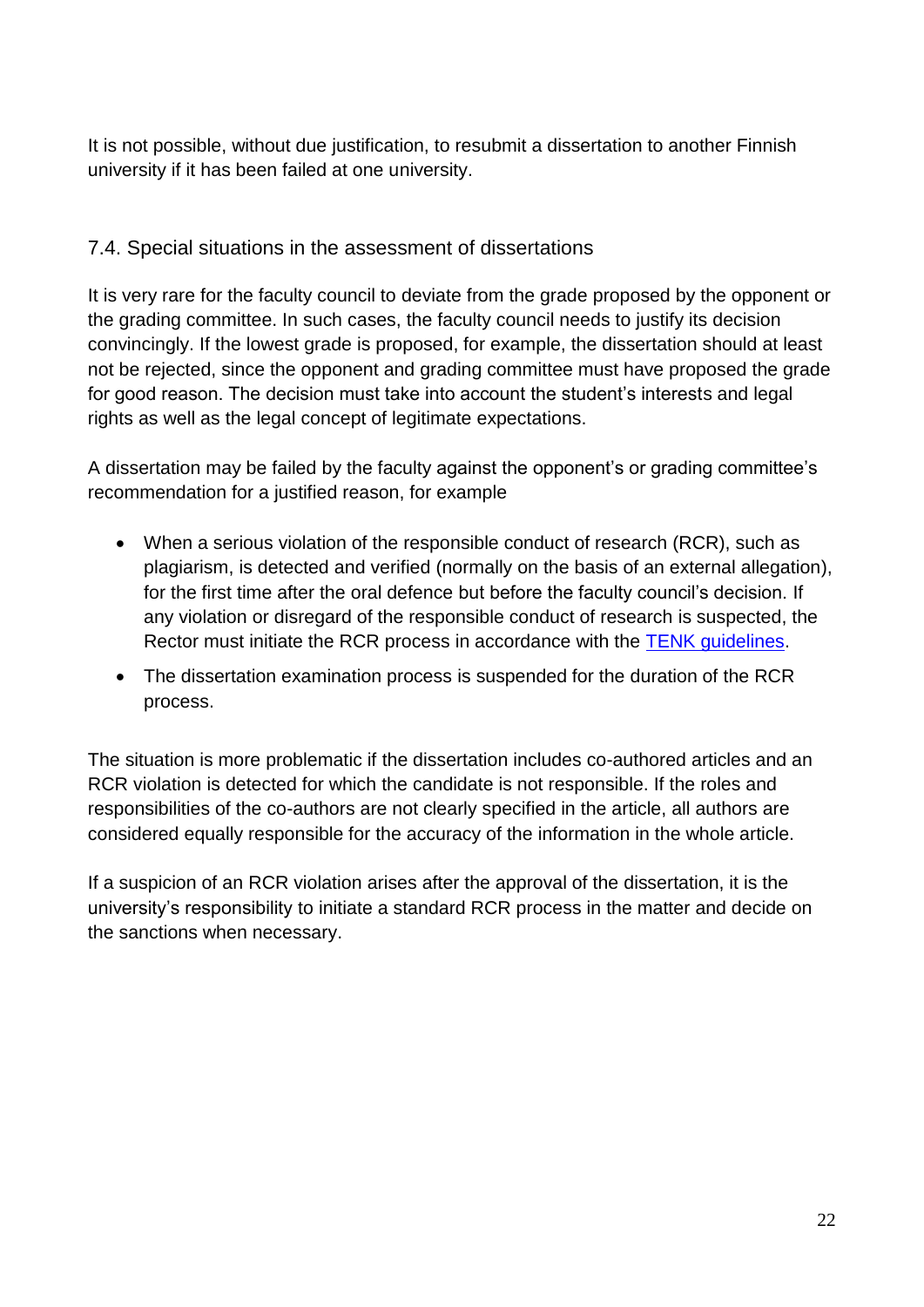It is not possible, without due justification, to resubmit a dissertation to another Finnish university if it has been failed at one university.

## 7.4. Special situations in the assessment of dissertations

It is very rare for the faculty council to deviate from the grade proposed by the opponent or the grading committee. In such cases, the faculty council needs to justify its decision convincingly. If the lowest grade is proposed, for example, the dissertation should at least not be rejected, since the opponent and grading committee must have proposed the grade for good reason. The decision must take into account the student's interests and legal rights as well as the legal concept of legitimate expectations.

A dissertation may be failed by the faculty against the opponent's or grading committee's recommendation for a justified reason, for example

- When a serious violation of the responsible conduct of research (RCR), such as plagiarism, is detected and verified (normally on the basis of an external allegation), for the first time after the oral defence but before the faculty council's decision. If any violation or disregard of the responsible conduct of research is suspected, the Rector must initiate the RCR process in accordance with the TENK guidelines.
- The dissertation examination process is suspended for the duration of the RCR process.

The situation is more problematic if the dissertation includes co-authored articles and an RCR violation is detected for which the candidate is not responsible. If the roles and responsibilities of the co-authors are not clearly specified in the article, all authors are considered equally responsible for the accuracy of the information in the whole article.

If a suspicion of an RCR violation arises after the approval of the dissertation, it is the university's responsibility to initiate a standard RCR process in the matter and decide on the sanctions when necessary.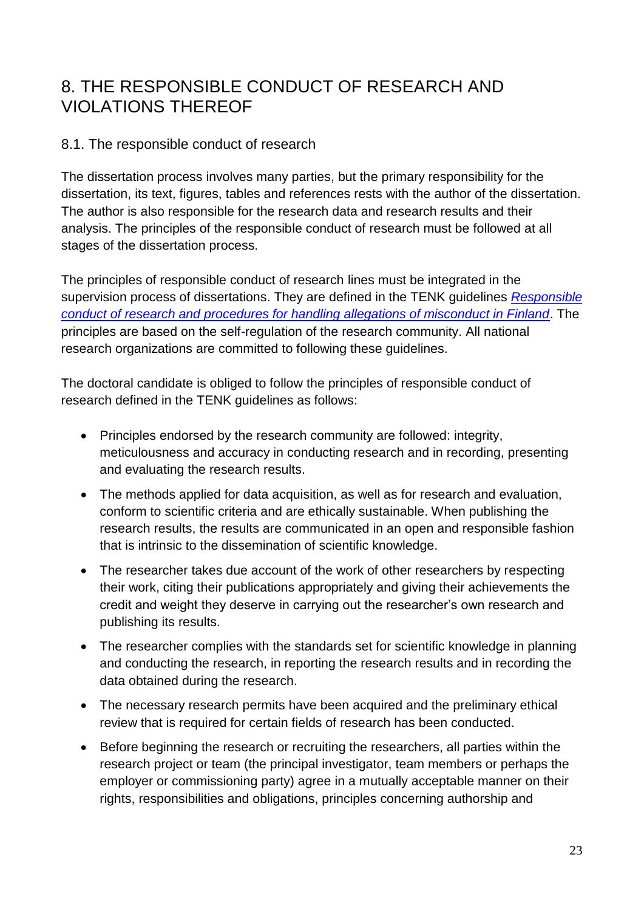# 8. THE RESPONSIBLE CONDUCT OF RESEARCH AND VIOLATIONS THEREOF

## 8.1. The responsible conduct of research

The dissertation process involves many parties, but the primary responsibility for the dissertation, its text, figures, tables and references rests with the author of the dissertation. The author is also responsible for the research data and research results and their analysis. The principles of the responsible conduct of research must be followed at all stages of the dissertation process.

The principles of responsible conduct of research lines must be integrated in the supervision process of dissertations. They are defined in the TENK guidelines *Responsible conduct of research and procedures for handling allegations of misconduct in Finland*. The principles are based on the self-regulation of the research community. All national research organizations are committed to following these guidelines.

The doctoral candidate is obliged to follow the principles of responsible conduct of research defined in the TENK guidelines as follows:

- Principles endorsed by the research community are followed: integrity, meticulousness and accuracy in conducting research and in recording, presenting and evaluating the research results.
- The methods applied for data acquisition, as well as for research and evaluation, conform to scientific criteria and are ethically sustainable. When publishing the research results, the results are communicated in an open and responsible fashion that is intrinsic to the dissemination of scientific knowledge.
- The researcher takes due account of the work of other researchers by respecting their work, citing their publications appropriately and giving their achievements the credit and weight they deserve in carrying out the researcher's own research and publishing its results.
- The researcher complies with the standards set for scientific knowledge in planning and conducting the research, in reporting the research results and in recording the data obtained during the research.
- The necessary research permits have been acquired and the preliminary ethical review that is required for certain fields of research has been conducted.
- Before beginning the research or recruiting the researchers, all parties within the research project or team (the principal investigator, team members or perhaps the employer or commissioning party) agree in a mutually acceptable manner on their rights, responsibilities and obligations, principles concerning authorship and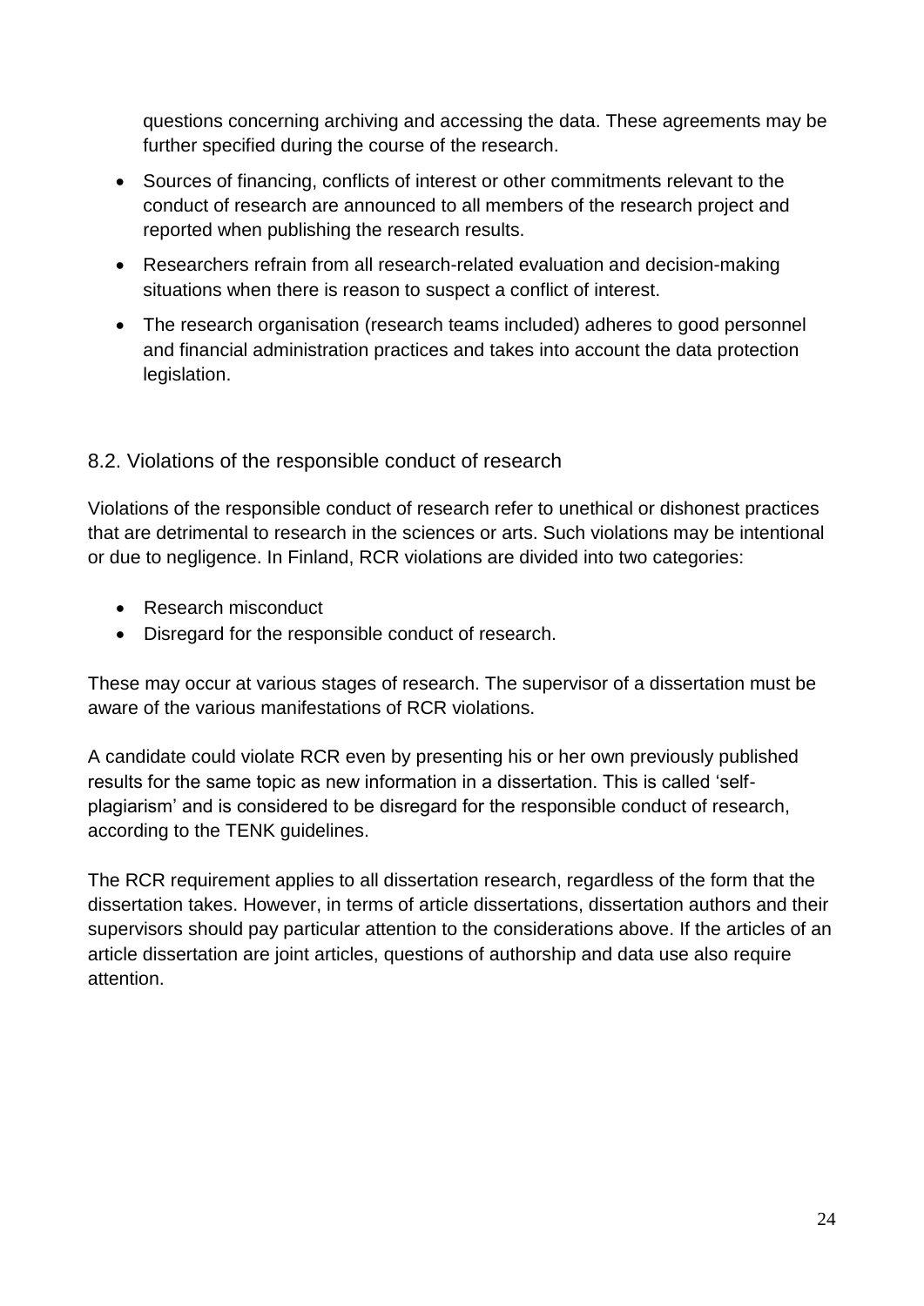questions concerning archiving and accessing the data. These agreements may be further specified during the course of the research.

- Sources of financing, conflicts of interest or other commitments relevant to the conduct of research are announced to all members of the research project and reported when publishing the research results.
- Researchers refrain from all research-related evaluation and decision-making situations when there is reason to suspect a conflict of interest.
- The research organisation (research teams included) adheres to good personnel and financial administration practices and takes into account the data protection legislation.

## 8.2. Violations of the responsible conduct of research

Violations of the responsible conduct of research refer to unethical or dishonest practices that are detrimental to research in the sciences or arts. Such violations may be intentional or due to negligence. In Finland, RCR violations are divided into two categories:

- Research misconduct
- Disregard for the responsible conduct of research.

These may occur at various stages of research. The supervisor of a dissertation must be aware of the various manifestations of RCR violations.

A candidate could violate RCR even by presenting his or her own previously published results for the same topic as new information in a dissertation. This is called 'self-plagiarism' and is considered to be disregard for the responsible conduct of research, according to the TENK guidelines.

The RCR requirement applies to all dissertation research, regardless of the form that the dissertation takes. However, in terms of article dissertations, dissertation authors and their supervisors should pay particular attention to the considerations above. If the articles of an article dissertation are joint articles, questions of authorship and data use also require attention.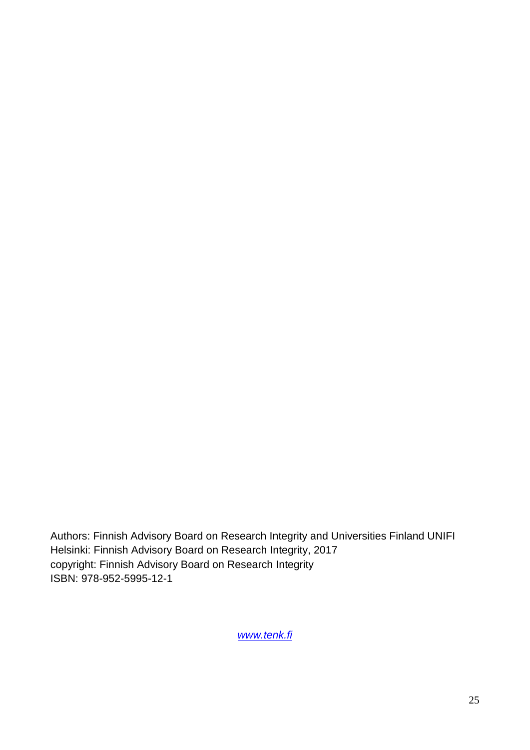Authors: Finnish Advisory Board on Research Integrity and Universities Finland UNIFI
Helsinki: Finnish Advisory Board on Research Integrity, 2017
copyright: Finnish Advisory Board on Research Integrity
ISBN: 978-952-5995-12-1

*www.tenk.fi*